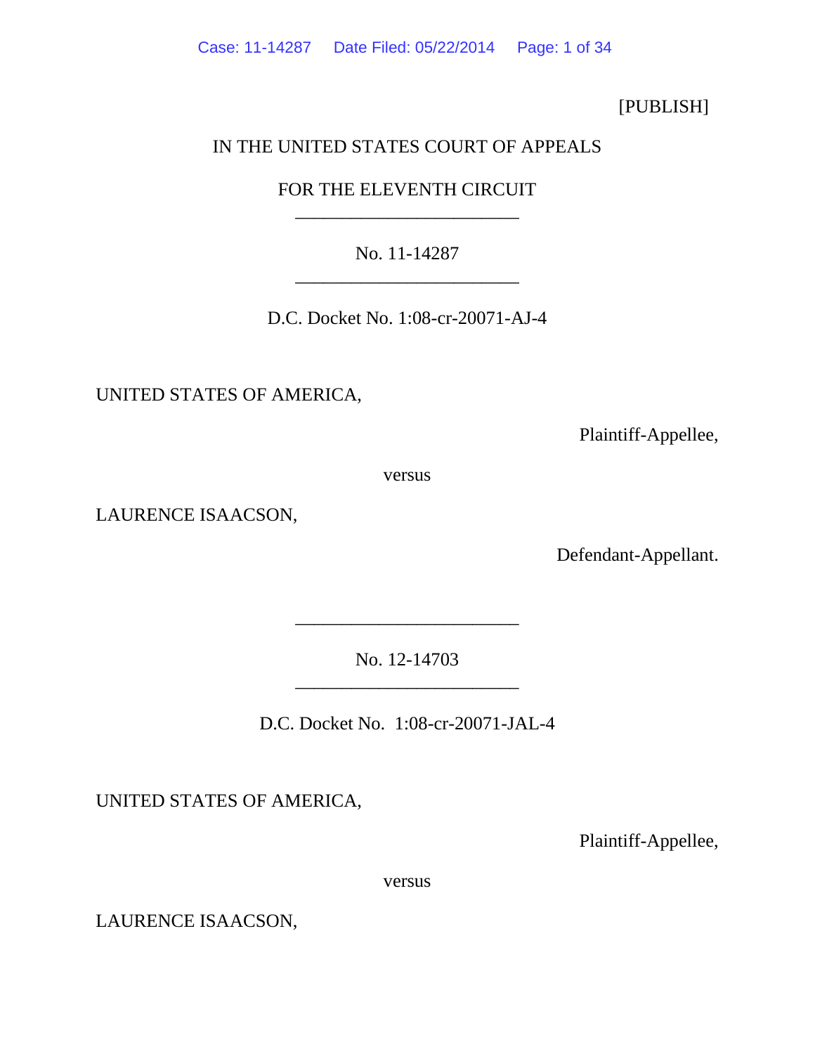[PUBLISH]

IN THE UNITED STATES COURT OF APPEALS

FOR THE ELEVENTH CIRCUIT

________________________

No. 11-14287

________________________

D.C. Docket No. 1:08-cr-20071-AJ-4

UNITED STATES OF AMERICA,

Plaintiff-Appellee,

versus

LAURENCE ISAACSON,

Defendant-Appellant.

________________________

No. 12-14703

________________________

D.C. Docket No. 1:08-cr-20071-JAL-4

UNITED STATES OF AMERICA,

Plaintiff-Appellee,

versus

LAURENCE ISAACSON,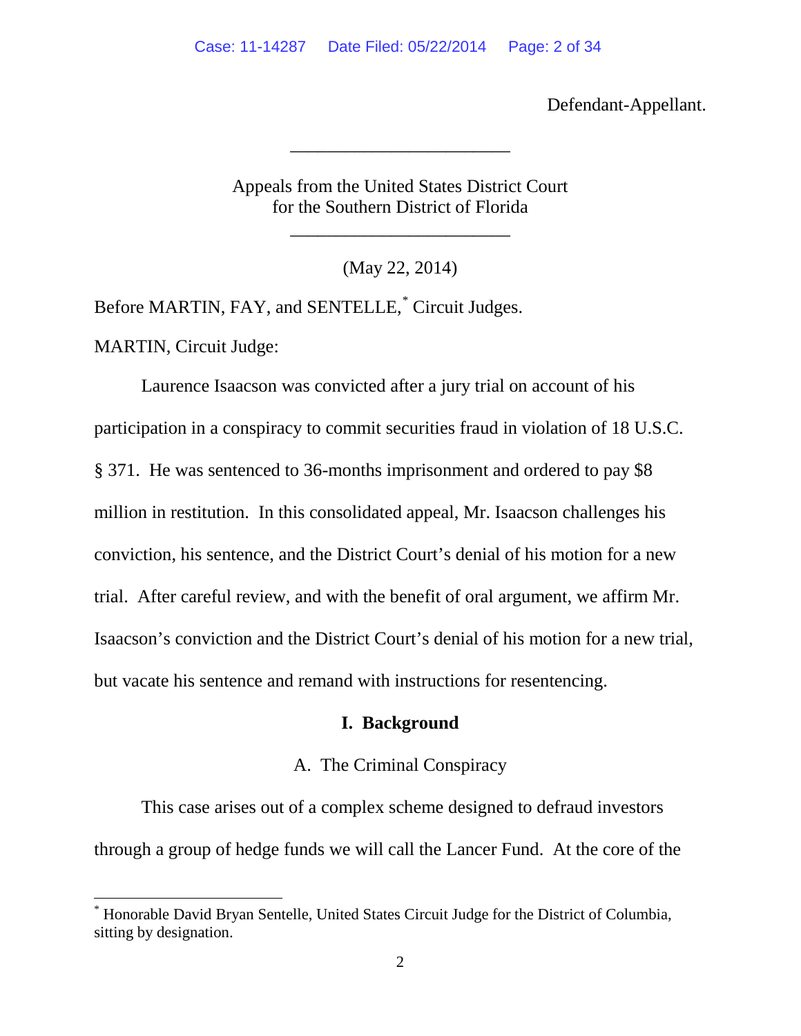Defendant-Appellant.

________________________

Appeals from the United States District Court
for the Southern District of Florida

________________________

(May 22, 2014)

Before MARTIN, FAY, and SENTELLE,[*] Circuit Judges.

MARTIN, Circuit Judge:

Laurence Isaacson was convicted after a jury trial on account of his participation in a conspiracy to commit securities fraud in violation of 18 U.S.C. § 371. He was sentenced to 36-months imprisonment and ordered to pay $8 million in restitution. In this consolidated appeal, Mr. Isaacson challenges his conviction, his sentence, and the District Court's denial of his motion for a new trial. After careful review, and with the benefit of oral argument, we affirm Mr. Isaacson's conviction and the District Court's denial of his motion for a new trial, but vacate his sentence and remand with instructions for resentencing.

## I. Background

### A. The Criminal Conspiracy

This case arises out of a complex scheme designed to defraud investors through a group of hedge funds we will call the Lancer Fund. At the core of the

---

[*] Honorable David Bryan Sentelle, United States Circuit Judge for the District of Columbia, sitting by designation.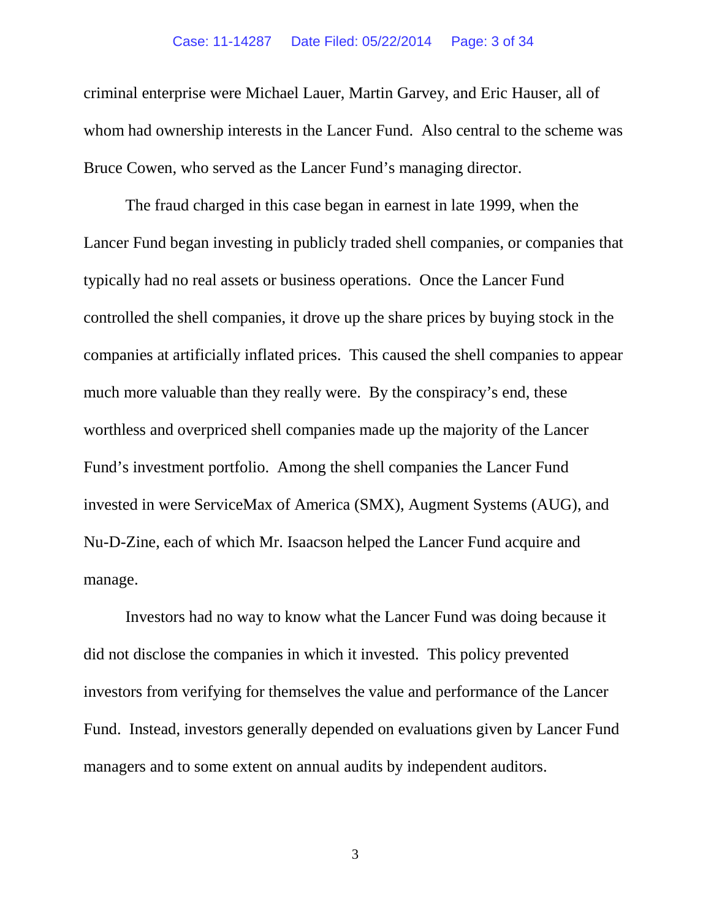criminal enterprise were Michael Lauer, Martin Garvey, and Eric Hauser, all of whom had ownership interests in the Lancer Fund. Also central to the scheme was Bruce Cowen, who served as the Lancer Fund's managing director.

The fraud charged in this case began in earnest in late 1999, when the Lancer Fund began investing in publicly traded shell companies, or companies that typically had no real assets or business operations. Once the Lancer Fund controlled the shell companies, it drove up the share prices by buying stock in the companies at artificially inflated prices. This caused the shell companies to appear much more valuable than they really were. By the conspiracy's end, these worthless and overpriced shell companies made up the majority of the Lancer Fund's investment portfolio. Among the shell companies the Lancer Fund invested in were ServiceMax of America (SMX), Augment Systems (AUG), and Nu-D-Zine, each of which Mr. Isaacson helped the Lancer Fund acquire and manage.

Investors had no way to know what the Lancer Fund was doing because it did not disclose the companies in which it invested. This policy prevented investors from verifying for themselves the value and performance of the Lancer Fund. Instead, investors generally depended on evaluations given by Lancer Fund managers and to some extent on annual audits by independent auditors.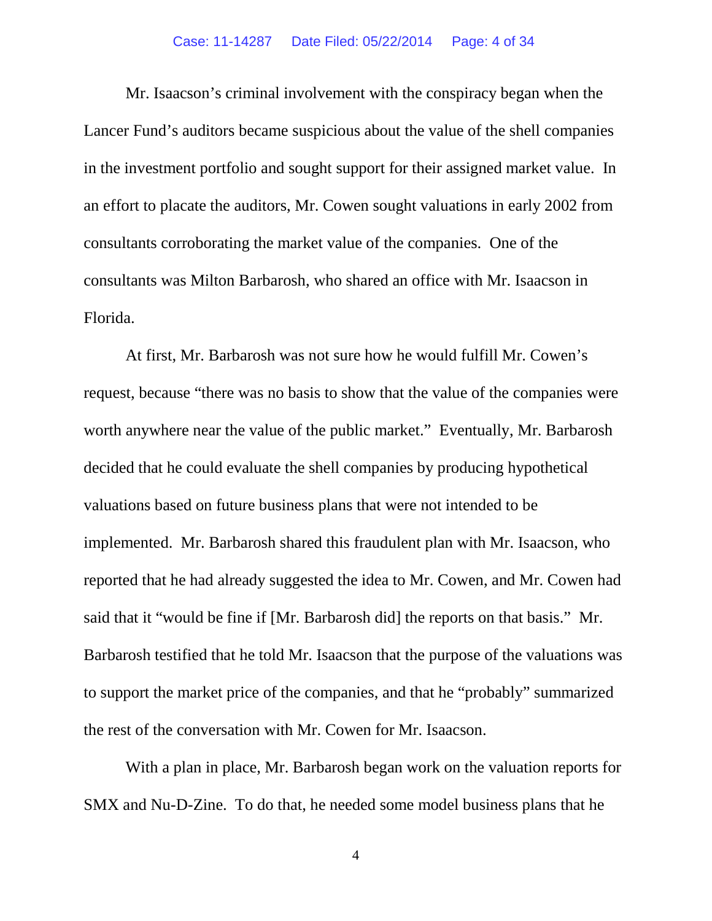Mr. Isaacson's criminal involvement with the conspiracy began when the Lancer Fund's auditors became suspicious about the value of the shell companies in the investment portfolio and sought support for their assigned market value. In an effort to placate the auditors, Mr. Cowen sought valuations in early 2002 from consultants corroborating the market value of the companies. One of the consultants was Milton Barbarosh, who shared an office with Mr. Isaacson in Florida.

At first, Mr. Barbarosh was not sure how he would fulfill Mr. Cowen's request, because "there was no basis to show that the value of the companies were worth anywhere near the value of the public market." Eventually, Mr. Barbarosh decided that he could evaluate the shell companies by producing hypothetical valuations based on future business plans that were not intended to be implemented. Mr. Barbarosh shared this fraudulent plan with Mr. Isaacson, who reported that he had already suggested the idea to Mr. Cowen, and Mr. Cowen had said that it "would be fine if [Mr. Barbarosh did] the reports on that basis." Mr. Barbarosh testified that he told Mr. Isaacson that the purpose of the valuations was to support the market price of the companies, and that he "probably" summarized the rest of the conversation with Mr. Cowen for Mr. Isaacson.

With a plan in place, Mr. Barbarosh began work on the valuation reports for SMX and Nu-D-Zine. To do that, he needed some model business plans that he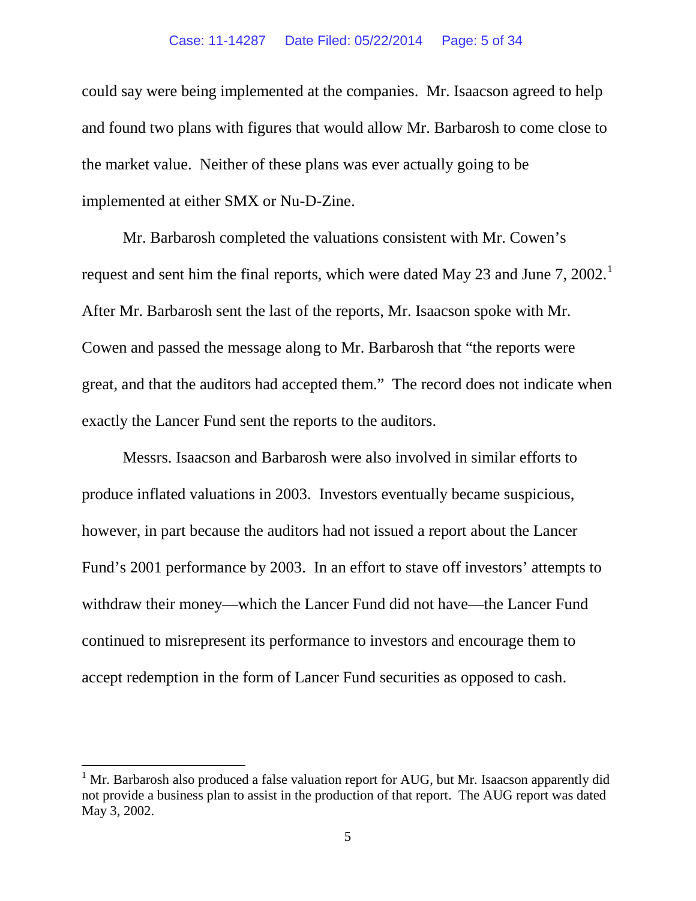could say were being implemented at the companies. Mr. Isaacson agreed to help and found two plans with figures that would allow Mr. Barbarosh to come close to the market value. Neither of these plans was ever actually going to be implemented at either SMX or Nu-D-Zine.

Mr. Barbarosh completed the valuations consistent with Mr. Cowen's request and sent him the final reports, which were dated May 23 and June 7, 2002.[1] After Mr. Barbarosh sent the last of the reports, Mr. Isaacson spoke with Mr. Cowen and passed the message along to Mr. Barbarosh that "the reports were great, and that the auditors had accepted them." The record does not indicate when exactly the Lancer Fund sent the reports to the auditors.

Messrs. Isaacson and Barbarosh were also involved in similar efforts to produce inflated valuations in 2003. Investors eventually became suspicious, however, in part because the auditors had not issued a report about the Lancer Fund's 2001 performance by 2003. In an effort to stave off investors' attempts to withdraw their money—which the Lancer Fund did not have—the Lancer Fund continued to misrepresent its performance to investors and encourage them to accept redemption in the form of Lancer Fund securities as opposed to cash.

[1] Mr. Barbarosh also produced a false valuation report for AUG, but Mr. Isaacson apparently did not provide a business plan to assist in the production of that report. The AUG report was dated May 3, 2002.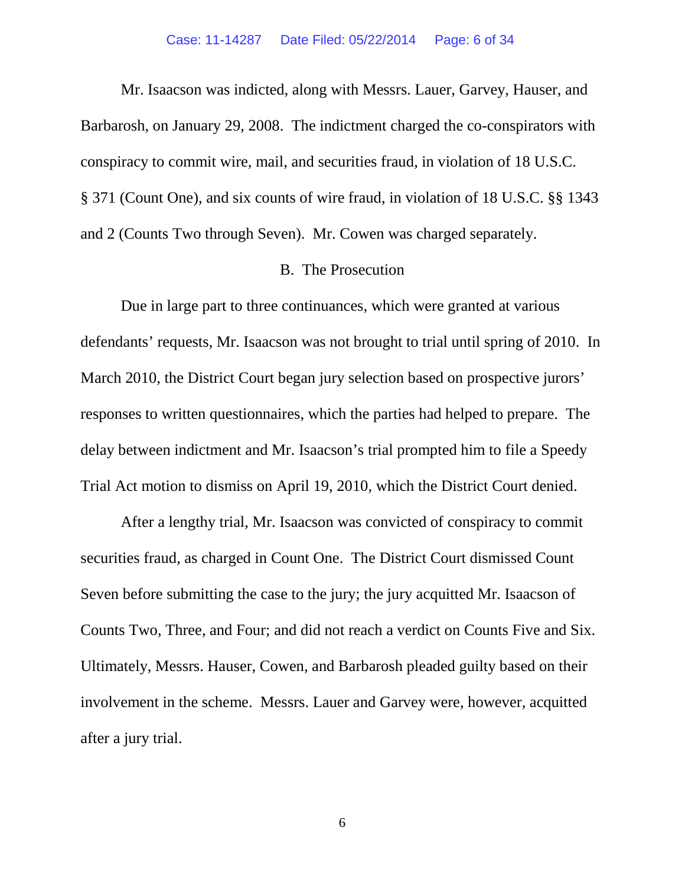Mr. Isaacson was indicted, along with Messrs. Lauer, Garvey, Hauser, and Barbarosh, on January 29, 2008. The indictment charged the co-conspirators with conspiracy to commit wire, mail, and securities fraud, in violation of 18 U.S.C. § 371 (Count One), and six counts of wire fraud, in violation of 18 U.S.C. §§ 1343 and 2 (Counts Two through Seven). Mr. Cowen was charged separately.

B. The Prosecution

Due in large part to three continuances, which were granted at various defendants' requests, Mr. Isaacson was not brought to trial until spring of 2010. In March 2010, the District Court began jury selection based on prospective jurors' responses to written questionnaires, which the parties had helped to prepare. The delay between indictment and Mr. Isaacson's trial prompted him to file a Speedy Trial Act motion to dismiss on April 19, 2010, which the District Court denied.

After a lengthy trial, Mr. Isaacson was convicted of conspiracy to commit securities fraud, as charged in Count One. The District Court dismissed Count Seven before submitting the case to the jury; the jury acquitted Mr. Isaacson of Counts Two, Three, and Four; and did not reach a verdict on Counts Five and Six. Ultimately, Messrs. Hauser, Cowen, and Barbarosh pleaded guilty based on their involvement in the scheme. Messrs. Lauer and Garvey were, however, acquitted after a jury trial.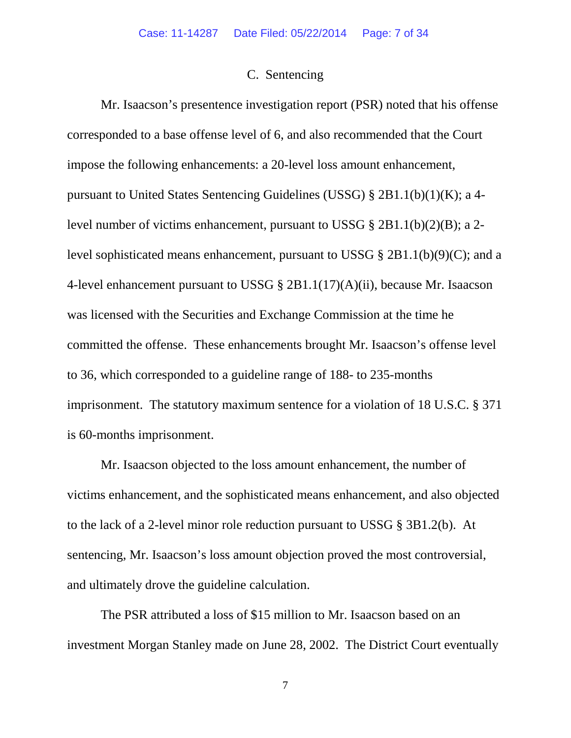### C. Sentencing

Mr. Isaacson's presentence investigation report (PSR) noted that his offense corresponded to a base offense level of 6, and also recommended that the Court impose the following enhancements: a 20-level loss amount enhancement, pursuant to United States Sentencing Guidelines (USSG) § 2B1.1(b)(1)(K); a 4-level number of victims enhancement, pursuant to USSG § 2B1.1(b)(2)(B); a 2-level sophisticated means enhancement, pursuant to USSG § 2B1.1(b)(9)(C); and a 4-level enhancement pursuant to USSG § 2B1.1(17)(A)(ii), because Mr. Isaacson was licensed with the Securities and Exchange Commission at the time he committed the offense. These enhancements brought Mr. Isaacson's offense level to 36, which corresponded to a guideline range of 188- to 235-months imprisonment. The statutory maximum sentence for a violation of 18 U.S.C. § 371 is 60-months imprisonment.

Mr. Isaacson objected to the loss amount enhancement, the number of victims enhancement, and the sophisticated means enhancement, and also objected to the lack of a 2-level minor role reduction pursuant to USSG § 3B1.2(b). At sentencing, Mr. Isaacson's loss amount objection proved the most controversial, and ultimately drove the guideline calculation.

The PSR attributed a loss of $15 million to Mr. Isaacson based on an investment Morgan Stanley made on June 28, 2002. The District Court eventually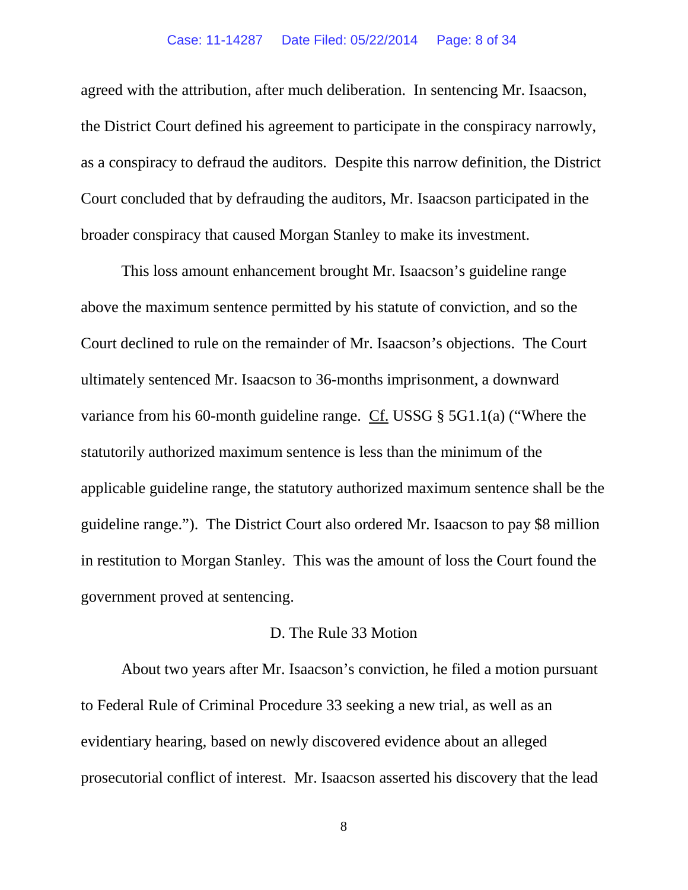agreed with the attribution, after much deliberation. In sentencing Mr. Isaacson, the District Court defined his agreement to participate in the conspiracy narrowly, as a conspiracy to defraud the auditors. Despite this narrow definition, the District Court concluded that by defrauding the auditors, Mr. Isaacson participated in the broader conspiracy that caused Morgan Stanley to make its investment.

This loss amount enhancement brought Mr. Isaacson's guideline range above the maximum sentence permitted by his statute of conviction, and so the Court declined to rule on the remainder of Mr. Isaacson's objections. The Court ultimately sentenced Mr. Isaacson to 36-months imprisonment, a downward variance from his 60-month guideline range. Cf. USSG § 5G1.1(a) ("Where the statutorily authorized maximum sentence is less than the minimum of the applicable guideline range, the statutory authorized maximum sentence shall be the guideline range."). The District Court also ordered Mr. Isaacson to pay $8 million in restitution to Morgan Stanley. This was the amount of loss the Court found the government proved at sentencing.

### D. The Rule 33 Motion

About two years after Mr. Isaacson's conviction, he filed a motion pursuant to Federal Rule of Criminal Procedure 33 seeking a new trial, as well as an evidentiary hearing, based on newly discovered evidence about an alleged prosecutorial conflict of interest. Mr. Isaacson asserted his discovery that the lead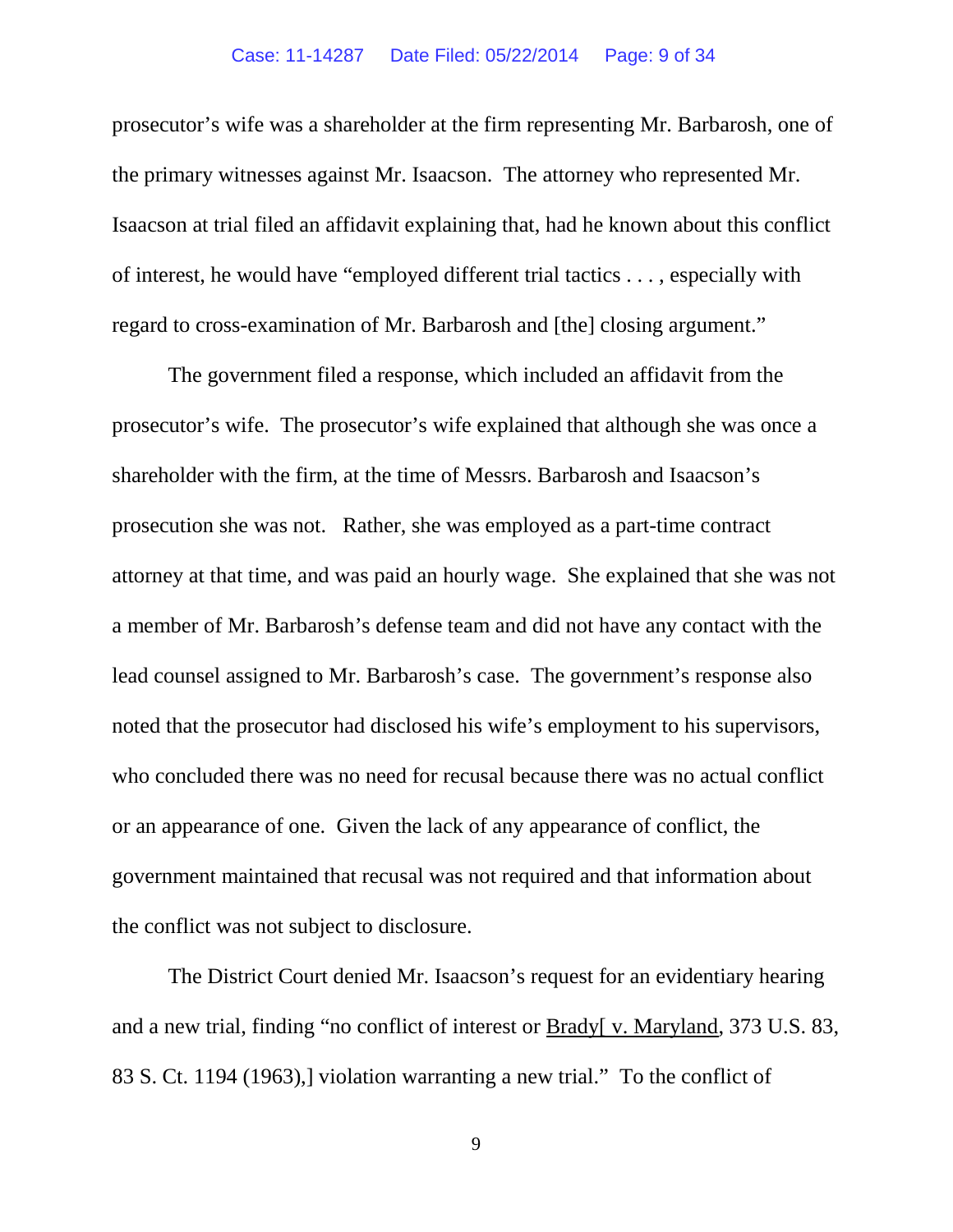prosecutor's wife was a shareholder at the firm representing Mr. Barbarosh, one of the primary witnesses against Mr. Isaacson. The attorney who represented Mr. Isaacson at trial filed an affidavit explaining that, had he known about this conflict of interest, he would have "employed different trial tactics . . . , especially with regard to cross-examination of Mr. Barbarosh and [the] closing argument."

The government filed a response, which included an affidavit from the prosecutor's wife. The prosecutor's wife explained that although she was once a shareholder with the firm, at the time of Messrs. Barbarosh and Isaacson's prosecution she was not. Rather, she was employed as a part-time contract attorney at that time, and was paid an hourly wage. She explained that she was not a member of Mr. Barbarosh's defense team and did not have any contact with the lead counsel assigned to Mr. Barbarosh's case. The government's response also noted that the prosecutor had disclosed his wife's employment to his supervisors, who concluded there was no need for recusal because there was no actual conflict or an appearance of one. Given the lack of any appearance of conflict, the government maintained that recusal was not required and that information about the conflict was not subject to disclosure.

The District Court denied Mr. Isaacson's request for an evidentiary hearing and a new trial, finding "no conflict of interest or Brady[ v. Maryland, 373 U.S. 83, 83 S. Ct. 1194 (1963),] violation warranting a new trial." To the conflict of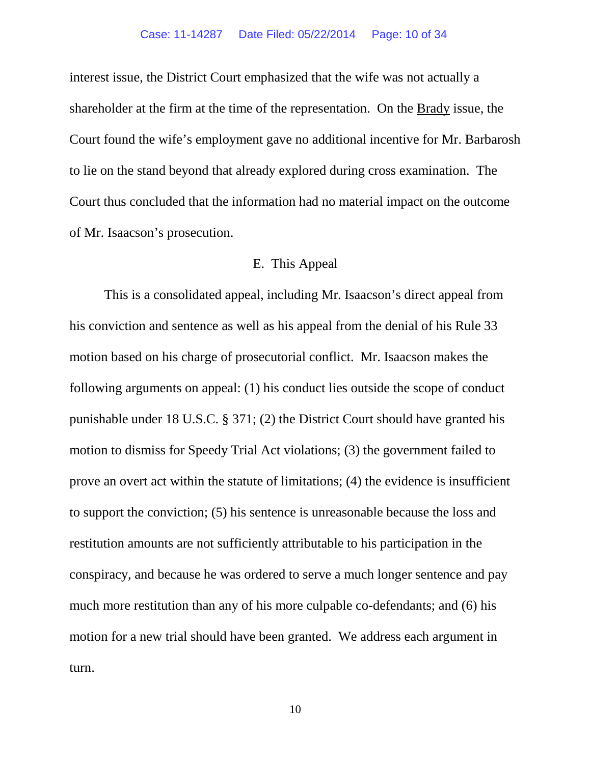interest issue, the District Court emphasized that the wife was not actually a shareholder at the firm at the time of the representation. On the Brady issue, the Court found the wife's employment gave no additional incentive for Mr. Barbarosh to lie on the stand beyond that already explored during cross examination. The Court thus concluded that the information had no material impact on the outcome of Mr. Isaacson's prosecution.

### E. This Appeal

This is a consolidated appeal, including Mr. Isaacson's direct appeal from his conviction and sentence as well as his appeal from the denial of his Rule 33 motion based on his charge of prosecutorial conflict. Mr. Isaacson makes the following arguments on appeal: (1) his conduct lies outside the scope of conduct punishable under 18 U.S.C. § 371; (2) the District Court should have granted his motion to dismiss for Speedy Trial Act violations; (3) the government failed to prove an overt act within the statute of limitations; (4) the evidence is insufficient to support the conviction; (5) his sentence is unreasonable because the loss and restitution amounts are not sufficiently attributable to his participation in the conspiracy, and because he was ordered to serve a much longer sentence and pay much more restitution than any of his more culpable co-defendants; and (6) his motion for a new trial should have been granted. We address each argument in turn.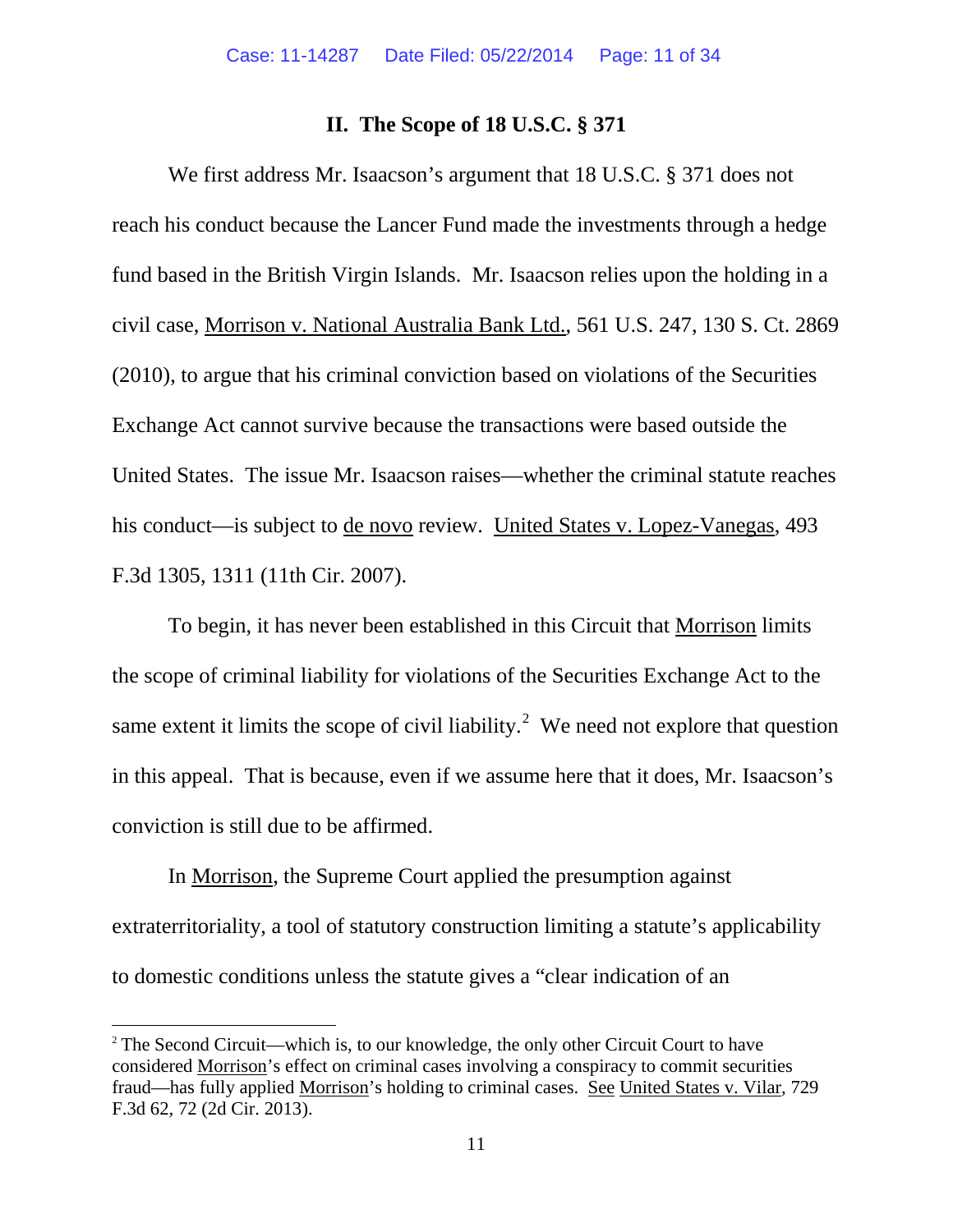## II. The Scope of 18 U.S.C. § 371

We first address Mr. Isaacson's argument that 18 U.S.C. § 371 does not reach his conduct because the Lancer Fund made the investments through a hedge fund based in the British Virgin Islands. Mr. Isaacson relies upon the holding in a civil case, Morrison v. National Australia Bank Ltd., 561 U.S. 247, 130 S. Ct. 2869 (2010), to argue that his criminal conviction based on violations of the Securities Exchange Act cannot survive because the transactions were based outside the United States. The issue Mr. Isaacson raises—whether the criminal statute reaches his conduct—is subject to de novo review. United States v. Lopez-Vanegas, 493 F.3d 1305, 1311 (11th Cir. 2007).

To begin, it has never been established in this Circuit that Morrison limits the scope of criminal liability for violations of the Securities Exchange Act to the same extent it limits the scope of civil liability.[2] We need not explore that question in this appeal. That is because, even if we assume here that it does, Mr. Isaacson's conviction is still due to be affirmed.

In Morrison, the Supreme Court applied the presumption against extraterritoriality, a tool of statutory construction limiting a statute's applicability to domestic conditions unless the statute gives a "clear indication of an

---

[2] The Second Circuit—which is, to our knowledge, the only other Circuit Court to have considered Morrison's effect on criminal cases involving a conspiracy to commit securities fraud—has fully applied Morrison's holding to criminal cases. See United States v. Vilar, 729 F.3d 62, 72 (2d Cir. 2013).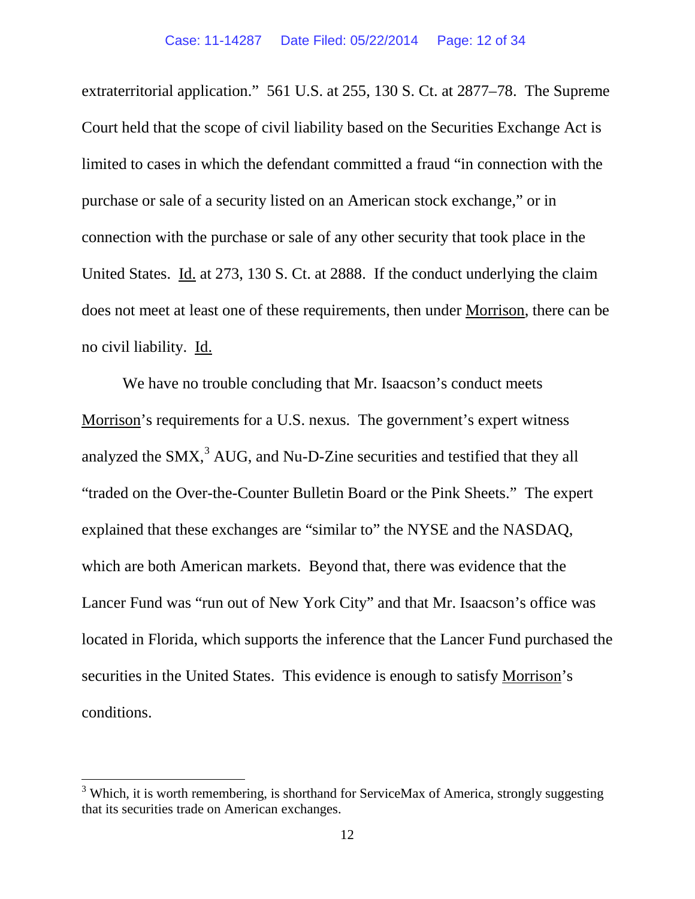extraterritorial application." 561 U.S. at 255, 130 S. Ct. at 2877–78. The Supreme Court held that the scope of civil liability based on the Securities Exchange Act is limited to cases in which the defendant committed a fraud "in connection with the purchase or sale of a security listed on an American stock exchange," or in connection with the purchase or sale of any other security that took place in the United States. Id. at 273, 130 S. Ct. at 2888. If the conduct underlying the claim does not meet at least one of these requirements, then under Morrison, there can be no civil liability. Id.

We have no trouble concluding that Mr. Isaacson's conduct meets Morrison's requirements for a U.S. nexus. The government's expert witness analyzed the SMX,[3] AUG, and Nu-D-Zine securities and testified that they all "traded on the Over-the-Counter Bulletin Board or the Pink Sheets." The expert explained that these exchanges are "similar to" the NYSE and the NASDAQ, which are both American markets. Beyond that, there was evidence that the Lancer Fund was "run out of New York City" and that Mr. Isaacson's office was located in Florida, which supports the inference that the Lancer Fund purchased the securities in the United States. This evidence is enough to satisfy Morrison's conditions.

[3] Which, it is worth remembering, is shorthand for ServiceMax of America, strongly suggesting that its securities trade on American exchanges.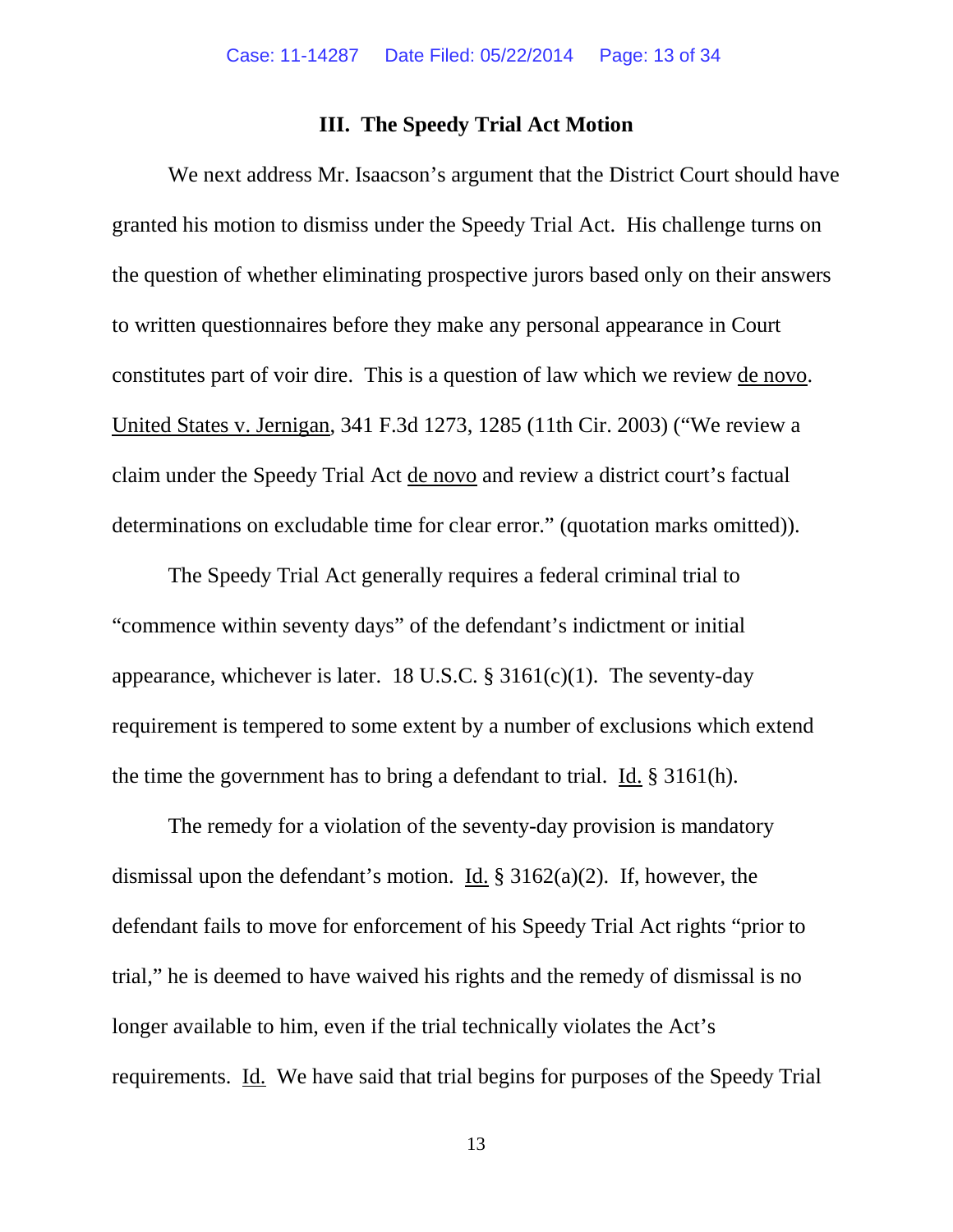### III. The Speedy Trial Act Motion

We next address Mr. Isaacson's argument that the District Court should have granted his motion to dismiss under the Speedy Trial Act. His challenge turns on the question of whether eliminating prospective jurors based only on their answers to written questionnaires before they make any personal appearance in Court constitutes part of voir dire. This is a question of law which we review de novo. United States v. Jernigan, 341 F.3d 1273, 1285 (11th Cir. 2003) ("We review a claim under the Speedy Trial Act de novo and review a district court's factual determinations on excludable time for clear error." (quotation marks omitted)).

The Speedy Trial Act generally requires a federal criminal trial to "commence within seventy days" of the defendant's indictment or initial appearance, whichever is later. 18 U.S.C. § 3161(c)(1). The seventy-day requirement is tempered to some extent by a number of exclusions which extend the time the government has to bring a defendant to trial. Id. § 3161(h).

The remedy for a violation of the seventy-day provision is mandatory dismissal upon the defendant's motion. Id. § 3162(a)(2). If, however, the defendant fails to move for enforcement of his Speedy Trial Act rights "prior to trial," he is deemed to have waived his rights and the remedy of dismissal is no longer available to him, even if the trial technically violates the Act's requirements. Id. We have said that trial begins for purposes of the Speedy Trial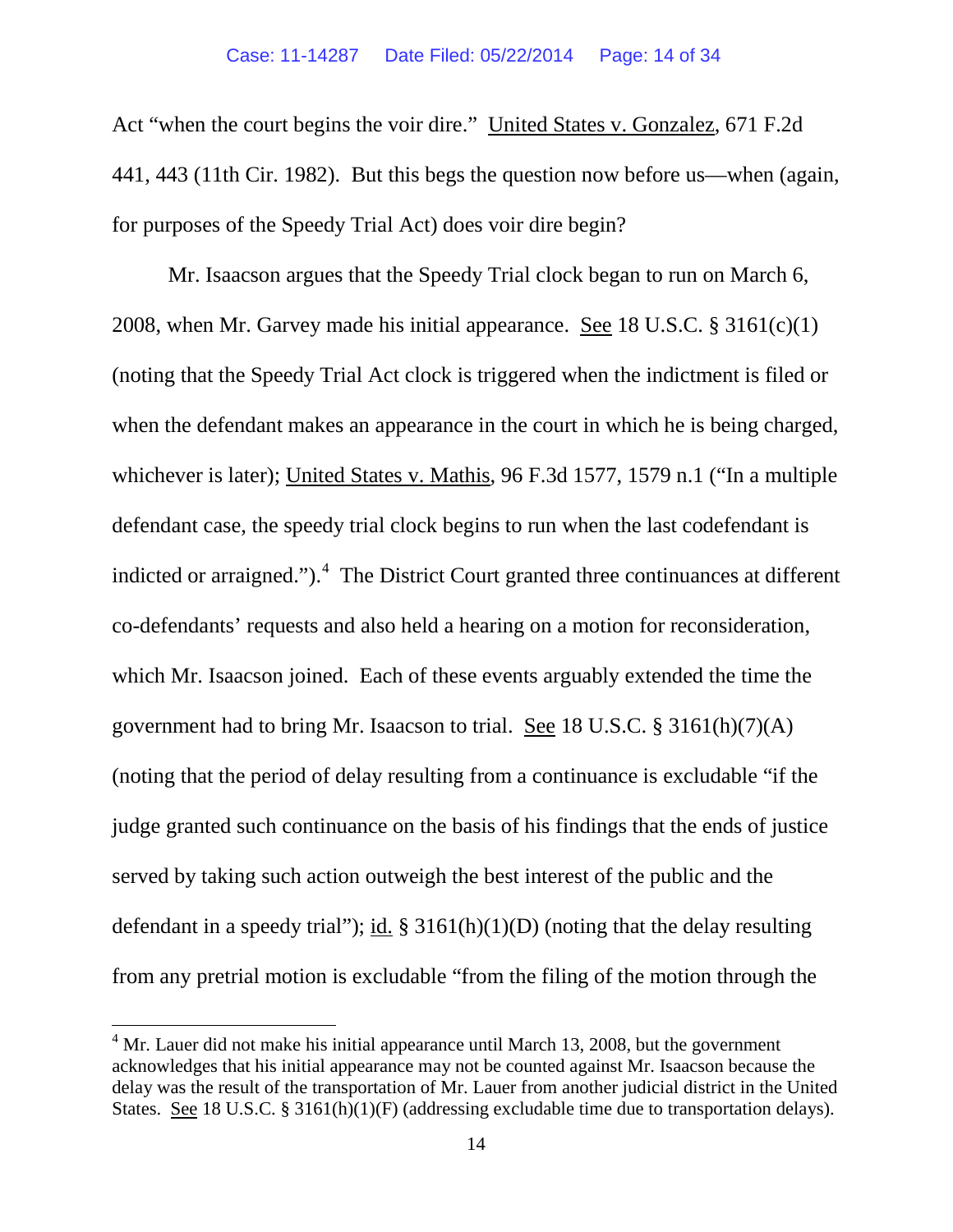Act "when the court begins the voir dire." United States v. Gonzalez, 671 F.2d 441, 443 (11th Cir. 1982). But this begs the question now before us—when (again, for purposes of the Speedy Trial Act) does voir dire begin?

Mr. Isaacson argues that the Speedy Trial clock began to run on March 6, 2008, when Mr. Garvey made his initial appearance. See 18 U.S.C. § 3161(c)(1) (noting that the Speedy Trial Act clock is triggered when the indictment is filed or when the defendant makes an appearance in the court in which he is being charged, whichever is later); United States v. Mathis, 96 F.3d 1577, 1579 n.1 ("In a multiple defendant case, the speedy trial clock begins to run when the last codefendant is indicted or arraigned.").[4] The District Court granted three continuances at different co-defendants' requests and also held a hearing on a motion for reconsideration, which Mr. Isaacson joined. Each of these events arguably extended the time the government had to bring Mr. Isaacson to trial. See 18 U.S.C. § 3161(h)(7)(A) (noting that the period of delay resulting from a continuance is excludable "if the judge granted such continuance on the basis of his findings that the ends of justice served by taking such action outweigh the best interest of the public and the defendant in a speedy trial"); id. § 3161(h)(1)(D) (noting that the delay resulting from any pretrial motion is excludable "from the filing of the motion through the

[4] Mr. Lauer did not make his initial appearance until March 13, 2008, but the government acknowledges that his initial appearance may not be counted against Mr. Isaacson because the delay was the result of the transportation of Mr. Lauer from another judicial district in the United States. See 18 U.S.C. § 3161(h)(1)(F) (addressing excludable time due to transportation delays).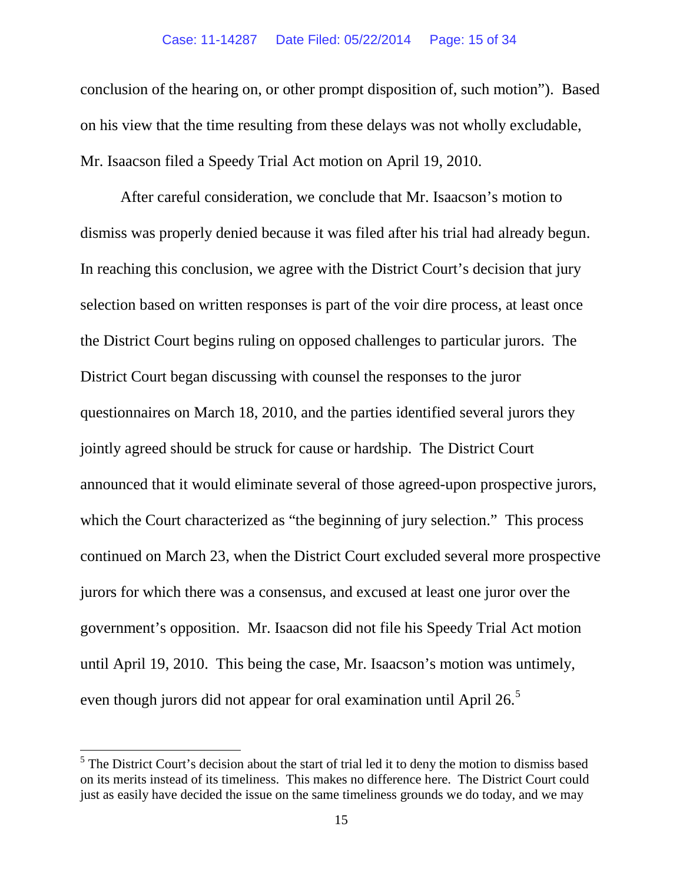conclusion of the hearing on, or other prompt disposition of, such motion"). Based on his view that the time resulting from these delays was not wholly excludable, Mr. Isaacson filed a Speedy Trial Act motion on April 19, 2010.

After careful consideration, we conclude that Mr. Isaacson's motion to dismiss was properly denied because it was filed after his trial had already begun. In reaching this conclusion, we agree with the District Court's decision that jury selection based on written responses is part of the voir dire process, at least once the District Court begins ruling on opposed challenges to particular jurors. The District Court began discussing with counsel the responses to the juror questionnaires on March 18, 2010, and the parties identified several jurors they jointly agreed should be struck for cause or hardship. The District Court announced that it would eliminate several of those agreed-upon prospective jurors, which the Court characterized as "the beginning of jury selection." This process continued on March 23, when the District Court excluded several more prospective jurors for which there was a consensus, and excused at least one juror over the government's opposition. Mr. Isaacson did not file his Speedy Trial Act motion until April 19, 2010. This being the case, Mr. Isaacson's motion was untimely, even though jurors did not appear for oral examination until April 26.[5]

[5] The District Court's decision about the start of trial led it to deny the motion to dismiss based on its merits instead of its timeliness. This makes no difference here. The District Court could just as easily have decided the issue on the same timeliness grounds we do today, and we may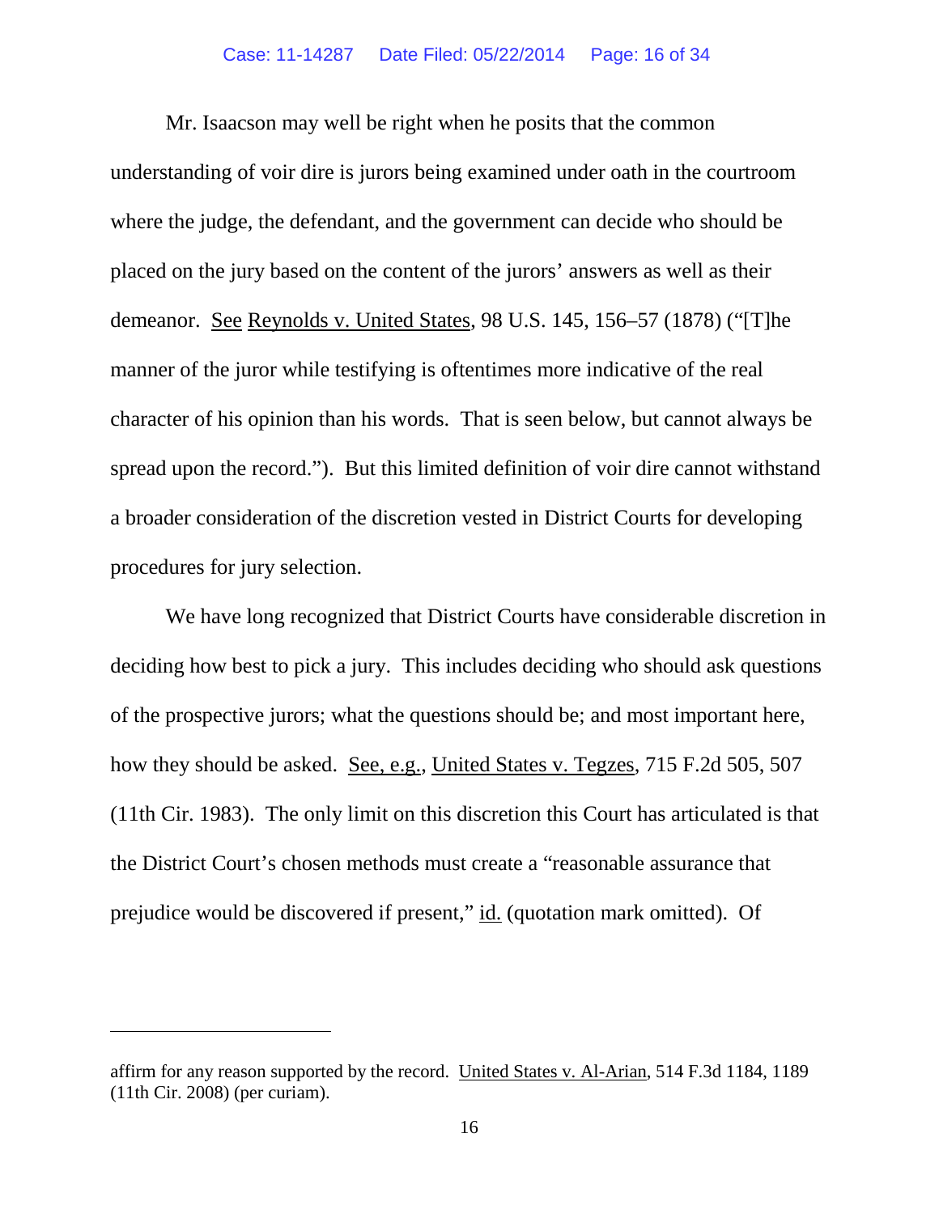Mr. Isaacson may well be right when he posits that the common understanding of voir dire is jurors being examined under oath in the courtroom where the judge, the defendant, and the government can decide who should be placed on the jury based on the content of the jurors' answers as well as their demeanor. See Reynolds v. United States, 98 U.S. 145, 156–57 (1878) ("[T]he manner of the juror while testifying is oftentimes more indicative of the real character of his opinion than his words. That is seen below, but cannot always be spread upon the record."). But this limited definition of voir dire cannot withstand a broader consideration of the discretion vested in District Courts for developing procedures for jury selection.

We have long recognized that District Courts have considerable discretion in deciding how best to pick a jury. This includes deciding who should ask questions of the prospective jurors; what the questions should be; and most important here, how they should be asked. See, e.g., United States v. Tegzes, 715 F.2d 505, 507 (11th Cir. 1983). The only limit on this discretion this Court has articulated is that the District Court's chosen methods must create a "reasonable assurance that prejudice would be discovered if present," id. (quotation mark omitted). Of

---

affirm for any reason supported by the record. United States v. Al-Arian, 514 F.3d 1184, 1189 (11th Cir. 2008) (per curiam).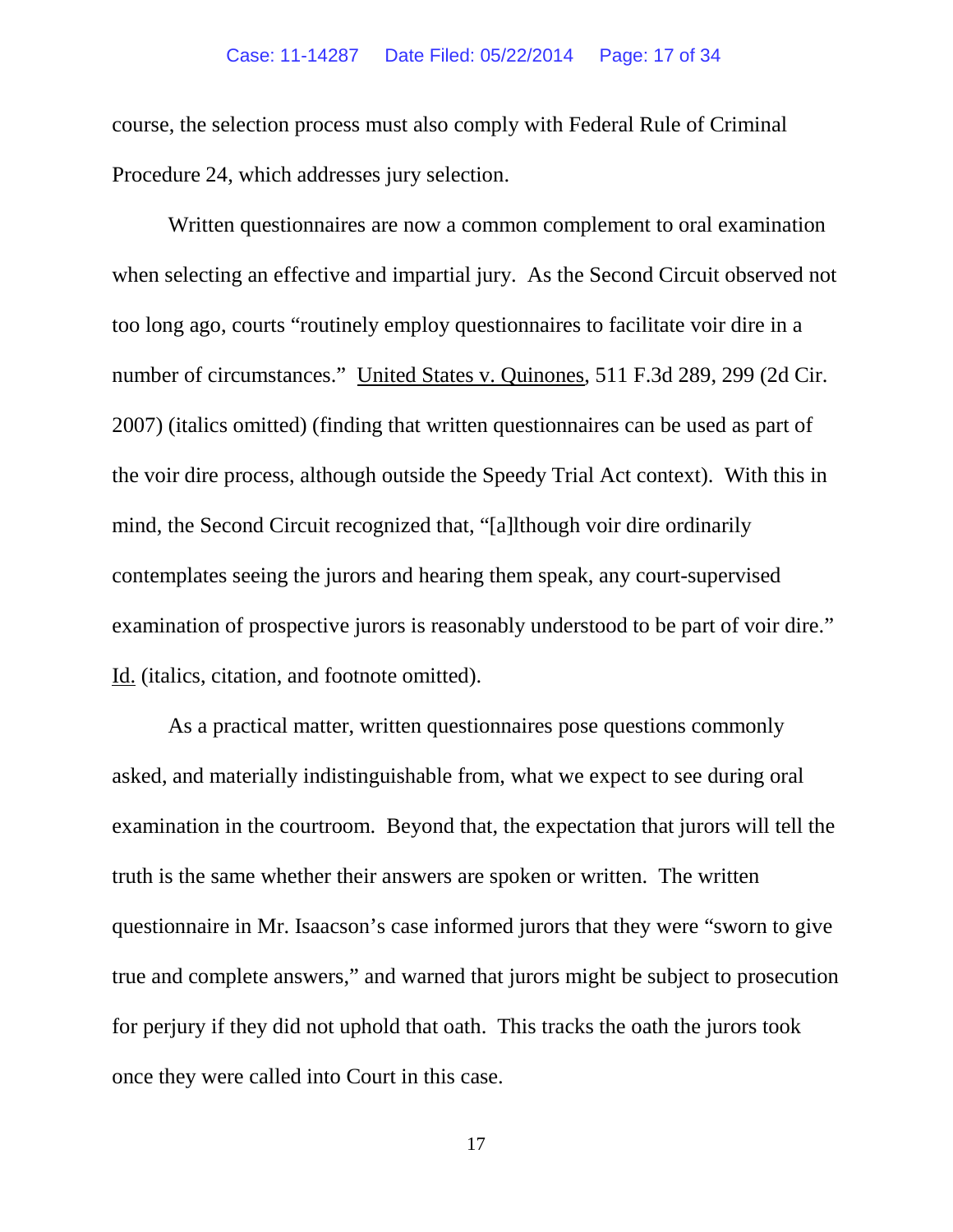course, the selection process must also comply with Federal Rule of Criminal Procedure 24, which addresses jury selection.

Written questionnaires are now a common complement to oral examination when selecting an effective and impartial jury. As the Second Circuit observed not too long ago, courts "routinely employ questionnaires to facilitate voir dire in a number of circumstances." United States v. Quinones, 511 F.3d 289, 299 (2d Cir. 2007) (italics omitted) (finding that written questionnaires can be used as part of the voir dire process, although outside the Speedy Trial Act context). With this in mind, the Second Circuit recognized that, "[a]lthough voir dire ordinarily contemplates seeing the jurors and hearing them speak, any court-supervised examination of prospective jurors is reasonably understood to be part of voir dire." Id. (italics, citation, and footnote omitted).

As a practical matter, written questionnaires pose questions commonly asked, and materially indistinguishable from, what we expect to see during oral examination in the courtroom. Beyond that, the expectation that jurors will tell the truth is the same whether their answers are spoken or written. The written questionnaire in Mr. Isaacson's case informed jurors that they were "sworn to give true and complete answers," and warned that jurors might be subject to prosecution for perjury if they did not uphold that oath. This tracks the oath the jurors took once they were called into Court in this case.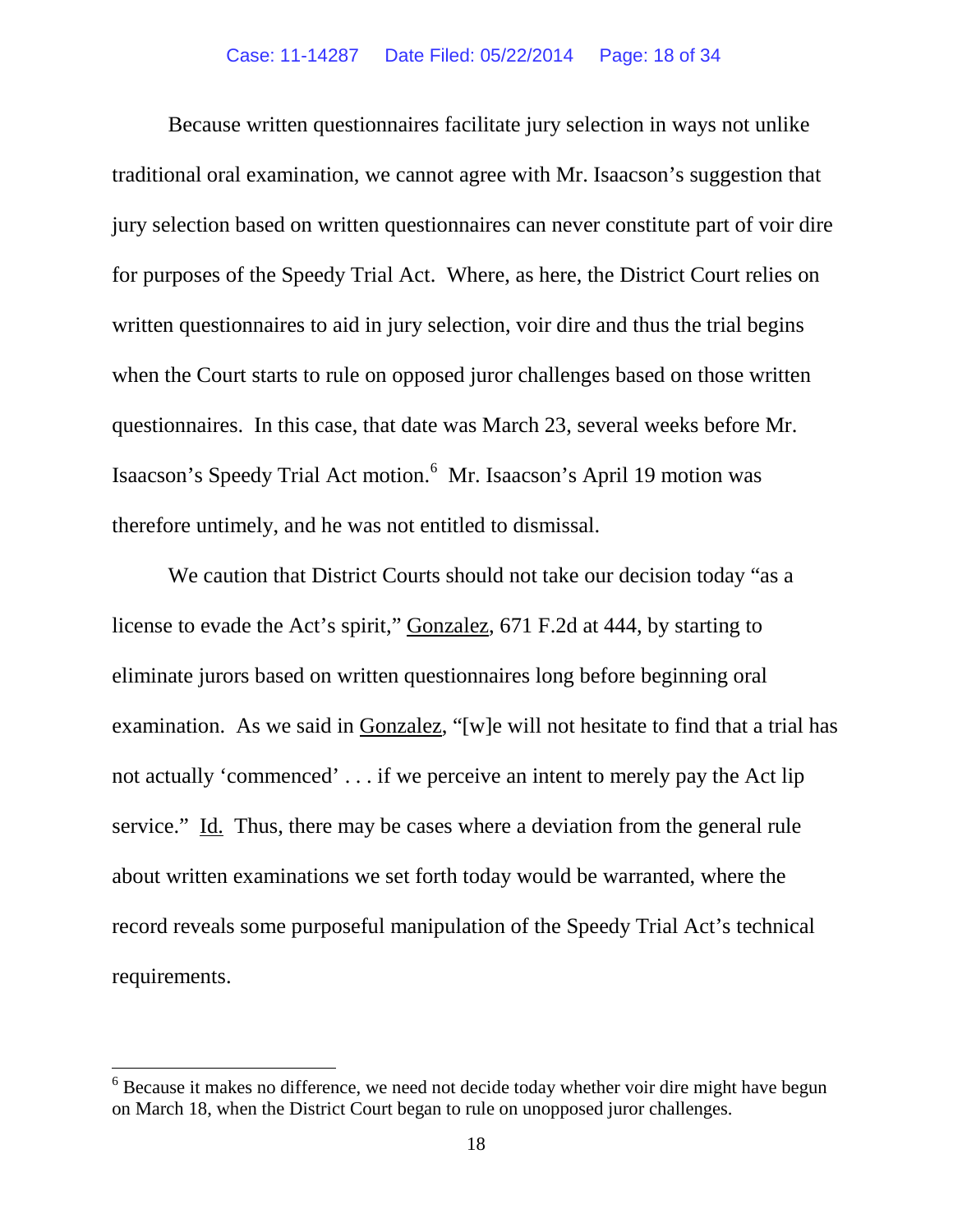Because written questionnaires facilitate jury selection in ways not unlike traditional oral examination, we cannot agree with Mr. Isaacson's suggestion that jury selection based on written questionnaires can never constitute part of voir dire for purposes of the Speedy Trial Act. Where, as here, the District Court relies on written questionnaires to aid in jury selection, voir dire and thus the trial begins when the Court starts to rule on opposed juror challenges based on those written questionnaires. In this case, that date was March 23, several weeks before Mr. Isaacson's Speedy Trial Act motion.[6] Mr. Isaacson's April 19 motion was therefore untimely, and he was not entitled to dismissal.

We caution that District Courts should not take our decision today "as a license to evade the Act's spirit," Gonzalez, 671 F.2d at 444, by starting to eliminate jurors based on written questionnaires long before beginning oral examination. As we said in Gonzalez, "[w]e will not hesitate to find that a trial has not actually 'commenced' . . . if we perceive an intent to merely pay the Act lip service." Id. Thus, there may be cases where a deviation from the general rule about written examinations we set forth today would be warranted, where the record reveals some purposeful manipulation of the Speedy Trial Act's technical requirements.

---

[6] Because it makes no difference, we need not decide today whether voir dire might have begun on March 18, when the District Court began to rule on unopposed juror challenges.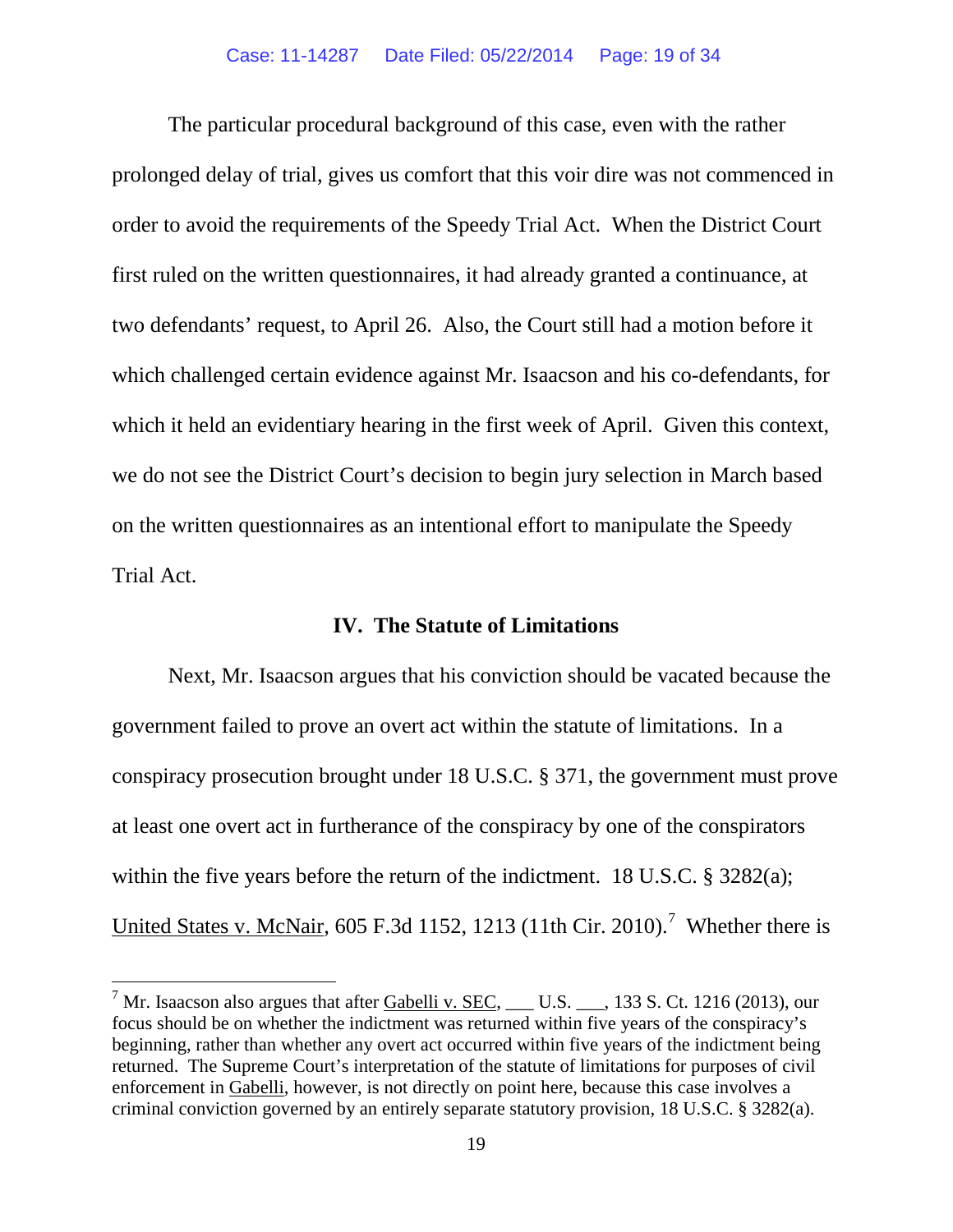The particular procedural background of this case, even with the rather prolonged delay of trial, gives us comfort that this voir dire was not commenced in order to avoid the requirements of the Speedy Trial Act. When the District Court first ruled on the written questionnaires, it had already granted a continuance, at two defendants' request, to April 26. Also, the Court still had a motion before it which challenged certain evidence against Mr. Isaacson and his co-defendants, for which it held an evidentiary hearing in the first week of April. Given this context, we do not see the District Court's decision to begin jury selection in March based on the written questionnaires as an intentional effort to manipulate the Speedy Trial Act.

## IV. The Statute of Limitations

Next, Mr. Isaacson argues that his conviction should be vacated because the government failed to prove an overt act within the statute of limitations. In a conspiracy prosecution brought under 18 U.S.C. § 371, the government must prove at least one overt act in furtherance of the conspiracy by one of the conspirators within the five years before the return of the indictment. 18 U.S.C. § 3282(a); United States v. McNair, 605 F.3d 1152, 1213 (11th Cir. 2010).[7] Whether there is

[7] Mr. Isaacson also argues that after Gabelli v. SEC, ___ U.S. ___, 133 S. Ct. 1216 (2013), our focus should be on whether the indictment was returned within five years of the conspiracy's beginning, rather than whether any overt act occurred within five years of the indictment being returned. The Supreme Court's interpretation of the statute of limitations for purposes of civil enforcement in Gabelli, however, is not directly on point here, because this case involves a criminal conviction governed by an entirely separate statutory provision, 18 U.S.C. § 3282(a).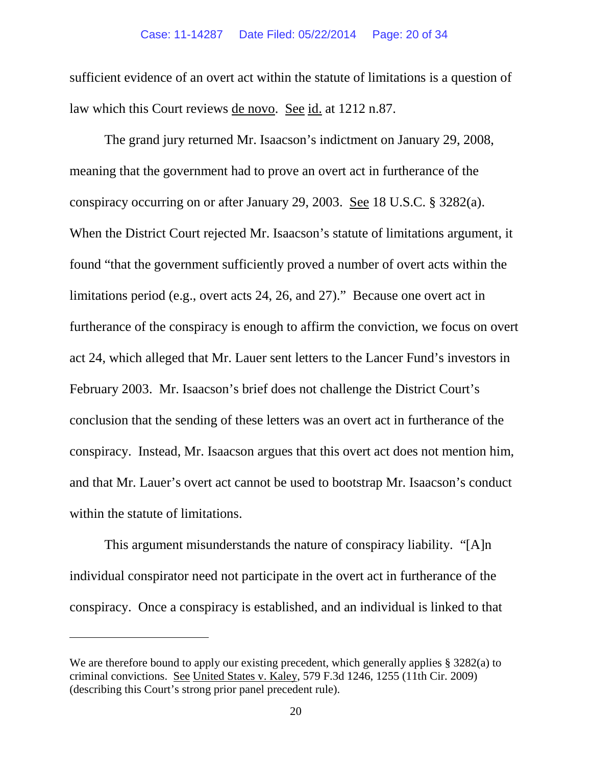sufficient evidence of an overt act within the statute of limitations is a question of law which this Court reviews de novo. See id. at 1212 n.87.

The grand jury returned Mr. Isaacson's indictment on January 29, 2008, meaning that the government had to prove an overt act in furtherance of the conspiracy occurring on or after January 29, 2003. See 18 U.S.C. § 3282(a). When the District Court rejected Mr. Isaacson's statute of limitations argument, it found "that the government sufficiently proved a number of overt acts within the limitations period (e.g., overt acts 24, 26, and 27)." Because one overt act in furtherance of the conspiracy is enough to affirm the conviction, we focus on overt act 24, which alleged that Mr. Lauer sent letters to the Lancer Fund's investors in February 2003. Mr. Isaacson's brief does not challenge the District Court's conclusion that the sending of these letters was an overt act in furtherance of the conspiracy. Instead, Mr. Isaacson argues that this overt act does not mention him, and that Mr. Lauer's overt act cannot be used to bootstrap Mr. Isaacson's conduct within the statute of limitations.

This argument misunderstands the nature of conspiracy liability. "[A]n individual conspirator need not participate in the overt act in furtherance of the conspiracy. Once a conspiracy is established, and an individual is linked to that

---

We are therefore bound to apply our existing precedent, which generally applies § 3282(a) to criminal convictions. See United States v. Kaley, 579 F.3d 1246, 1255 (11th Cir. 2009) (describing this Court's strong prior panel precedent rule).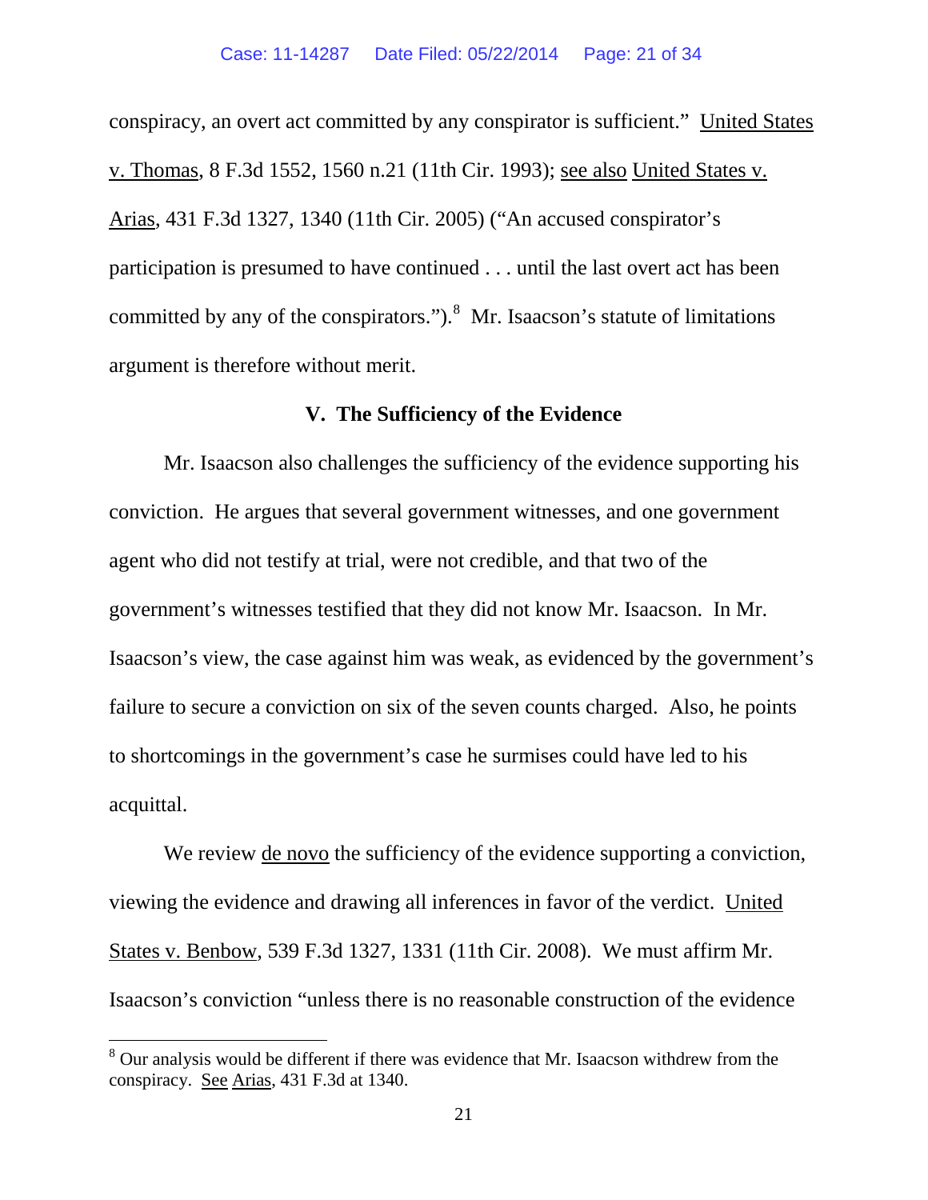conspiracy, an overt act committed by any conspirator is sufficient." United States v. Thomas, 8 F.3d 1552, 1560 n.21 (11th Cir. 1993); see also United States v. Arias, 431 F.3d 1327, 1340 (11th Cir. 2005) ("An accused conspirator's participation is presumed to have continued . . . until the last overt act has been committed by any of the conspirators.").[8] Mr. Isaacson's statute of limitations argument is therefore without merit.

### V. The Sufficiency of the Evidence

Mr. Isaacson also challenges the sufficiency of the evidence supporting his conviction. He argues that several government witnesses, and one government agent who did not testify at trial, were not credible, and that two of the government's witnesses testified that they did not know Mr. Isaacson. In Mr. Isaacson's view, the case against him was weak, as evidenced by the government's failure to secure a conviction on six of the seven counts charged. Also, he points to shortcomings in the government's case he surmises could have led to his acquittal.

We review de novo the sufficiency of the evidence supporting a conviction, viewing the evidence and drawing all inferences in favor of the verdict. United States v. Benbow, 539 F.3d 1327, 1331 (11th Cir. 2008). We must affirm Mr. Isaacson's conviction "unless there is no reasonable construction of the evidence

---

[8] Our analysis would be different if there was evidence that Mr. Isaacson withdrew from the conspiracy. See Arias, 431 F.3d at 1340.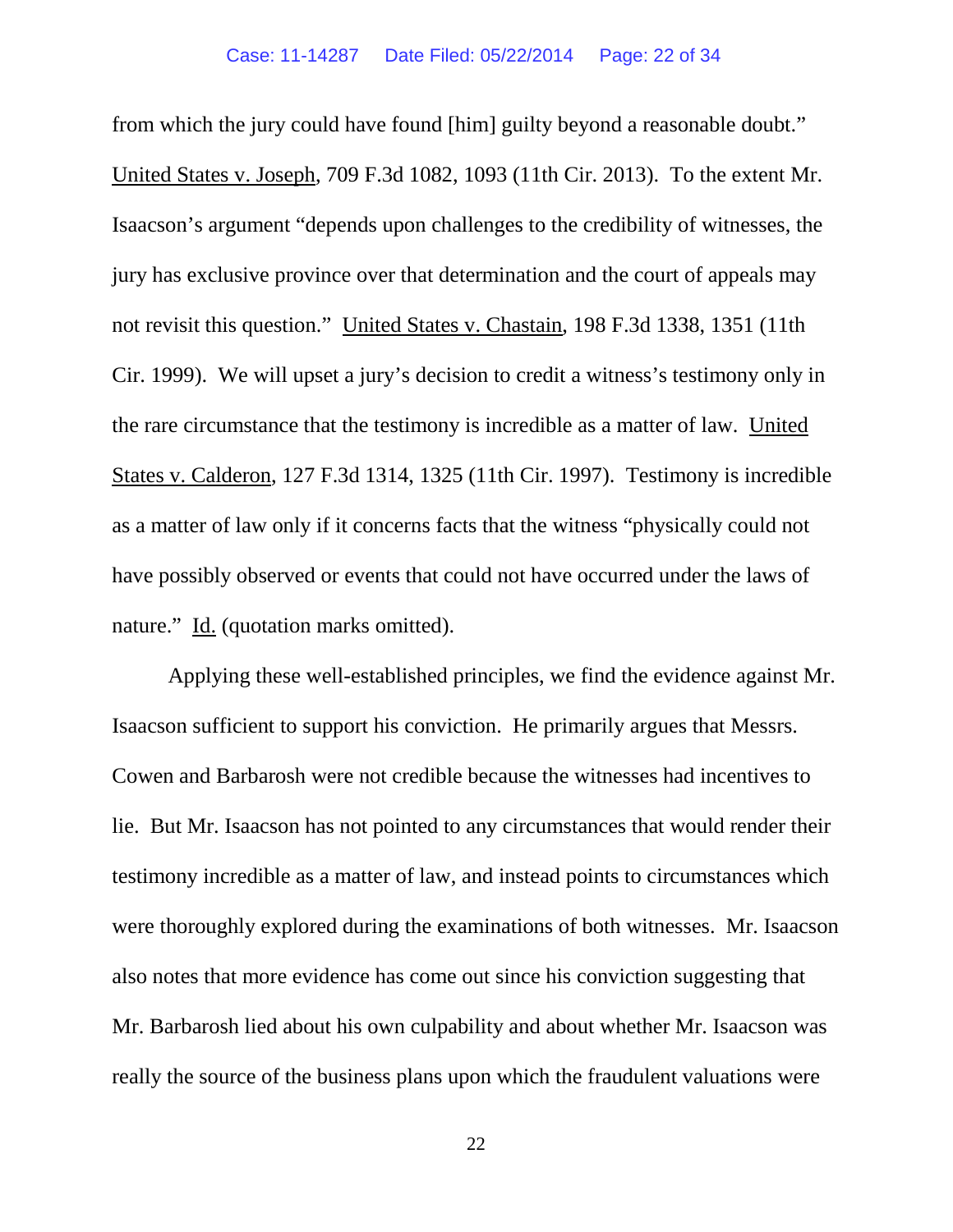from which the jury could have found [him] guilty beyond a reasonable doubt." United States v. Joseph, 709 F.3d 1082, 1093 (11th Cir. 2013). To the extent Mr. Isaacson's argument "depends upon challenges to the credibility of witnesses, the jury has exclusive province over that determination and the court of appeals may not revisit this question." United States v. Chastain, 198 F.3d 1338, 1351 (11th Cir. 1999). We will upset a jury's decision to credit a witness's testimony only in the rare circumstance that the testimony is incredible as a matter of law. United States v. Calderon, 127 F.3d 1314, 1325 (11th Cir. 1997). Testimony is incredible as a matter of law only if it concerns facts that the witness "physically could not have possibly observed or events that could not have occurred under the laws of nature." Id. (quotation marks omitted).

Applying these well-established principles, we find the evidence against Mr. Isaacson sufficient to support his conviction. He primarily argues that Messrs. Cowen and Barbarosh were not credible because the witnesses had incentives to lie. But Mr. Isaacson has not pointed to any circumstances that would render their testimony incredible as a matter of law, and instead points to circumstances which were thoroughly explored during the examinations of both witnesses. Mr. Isaacson also notes that more evidence has come out since his conviction suggesting that Mr. Barbarosh lied about his own culpability and about whether Mr. Isaacson was really the source of the business plans upon which the fraudulent valuations were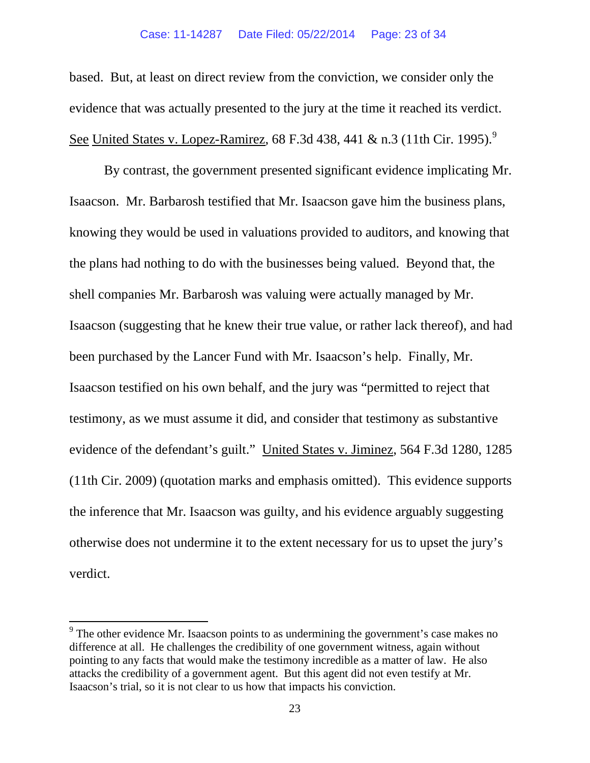based. But, at least on direct review from the conviction, we consider only the evidence that was actually presented to the jury at the time it reached its verdict. See United States v. Lopez-Ramirez, 68 F.3d 438, 441 & n.3 (11th Cir. 1995).[9]

By contrast, the government presented significant evidence implicating Mr. Isaacson. Mr. Barbarosh testified that Mr. Isaacson gave him the business plans, knowing they would be used in valuations provided to auditors, and knowing that the plans had nothing to do with the businesses being valued. Beyond that, the shell companies Mr. Barbarosh was valuing were actually managed by Mr. Isaacson (suggesting that he knew their true value, or rather lack thereof), and had been purchased by the Lancer Fund with Mr. Isaacson's help. Finally, Mr. Isaacson testified on his own behalf, and the jury was "permitted to reject that testimony, as we must assume it did, and consider that testimony as substantive evidence of the defendant's guilt." United States v. Jiminez, 564 F.3d 1280, 1285 (11th Cir. 2009) (quotation marks and emphasis omitted). This evidence supports the inference that Mr. Isaacson was guilty, and his evidence arguably suggesting otherwise does not undermine it to the extent necessary for us to upset the jury's verdict.

---

[9] The other evidence Mr. Isaacson points to as undermining the government's case makes no difference at all. He challenges the credibility of one government witness, again without pointing to any facts that would make the testimony incredible as a matter of law. He also attacks the credibility of a government agent. But this agent did not even testify at Mr. Isaacson's trial, so it is not clear to us how that impacts his conviction.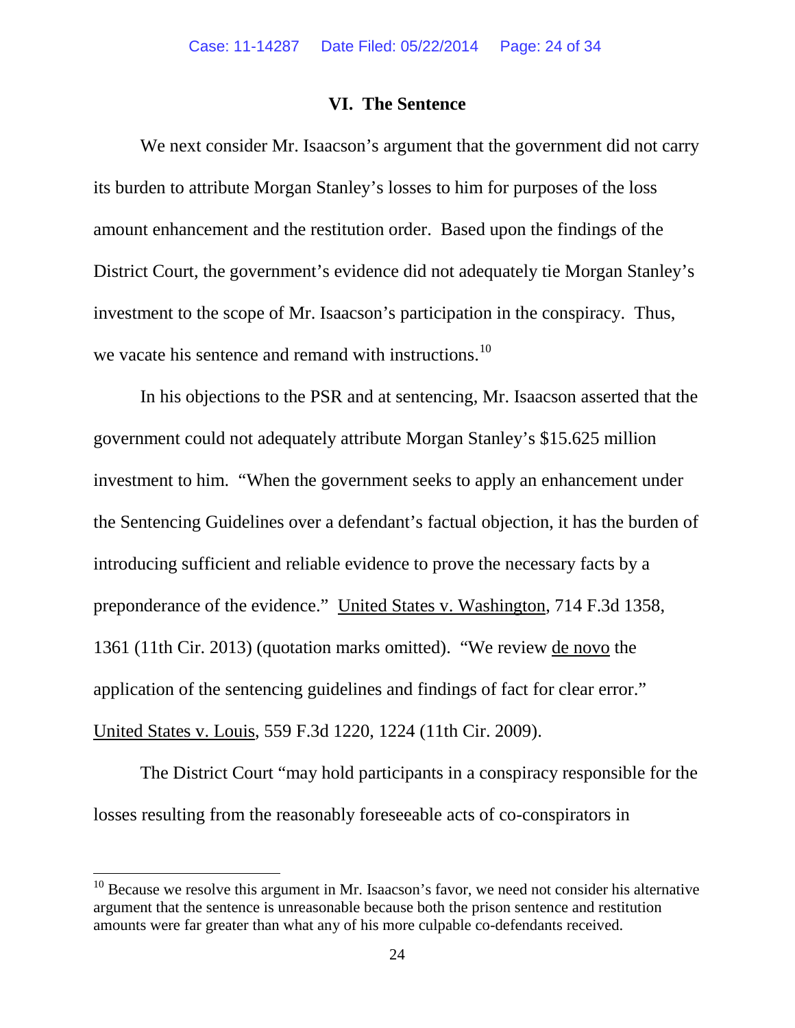## VI. The Sentence

We next consider Mr. Isaacson's argument that the government did not carry its burden to attribute Morgan Stanley's losses to him for purposes of the loss amount enhancement and the restitution order. Based upon the findings of the District Court, the government's evidence did not adequately tie Morgan Stanley's investment to the scope of Mr. Isaacson's participation in the conspiracy. Thus, we vacate his sentence and remand with instructions.[10]

In his objections to the PSR and at sentencing, Mr. Isaacson asserted that the government could not adequately attribute Morgan Stanley's $15.625 million investment to him. "When the government seeks to apply an enhancement under the Sentencing Guidelines over a defendant's factual objection, it has the burden of introducing sufficient and reliable evidence to prove the necessary facts by a preponderance of the evidence." United States v. Washington, 714 F.3d 1358, 1361 (11th Cir. 2013) (quotation marks omitted). "We review de novo the application of the sentencing guidelines and findings of fact for clear error." United States v. Louis, 559 F.3d 1220, 1224 (11th Cir. 2009).

The District Court "may hold participants in a conspiracy responsible for the losses resulting from the reasonably foreseeable acts of co-conspirators in

---

[10] Because we resolve this argument in Mr. Isaacson's favor, we need not consider his alternative argument that the sentence is unreasonable because both the prison sentence and restitution amounts were far greater than what any of his more culpable co-defendants received.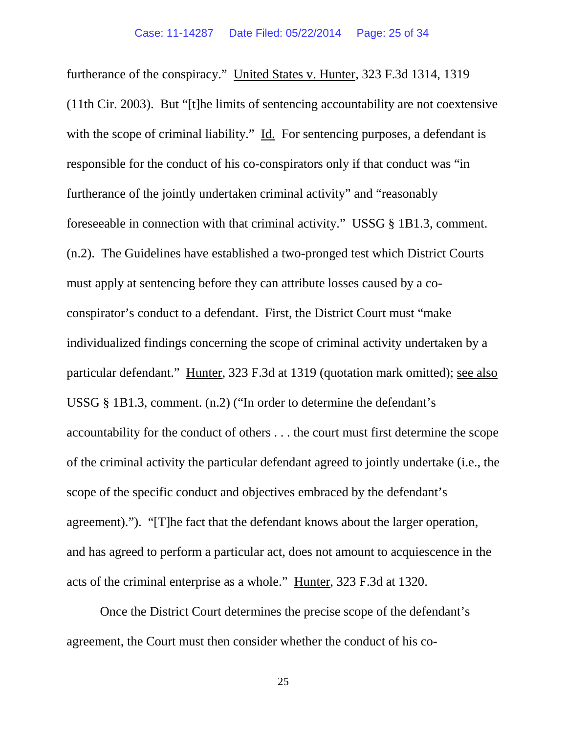furtherance of the conspiracy." United States v. Hunter, 323 F.3d 1314, 1319 (11th Cir. 2003). But "[t]he limits of sentencing accountability are not coextensive with the scope of criminal liability." Id. For sentencing purposes, a defendant is responsible for the conduct of his co-conspirators only if that conduct was "in furtherance of the jointly undertaken criminal activity" and "reasonably foreseeable in connection with that criminal activity." USSG § 1B1.3, comment. (n.2). The Guidelines have established a two-pronged test which District Courts must apply at sentencing before they can attribute losses caused by a co-conspirator's conduct to a defendant. First, the District Court must "make individualized findings concerning the scope of criminal activity undertaken by a particular defendant." Hunter, 323 F.3d at 1319 (quotation mark omitted); see also USSG § 1B1.3, comment. (n.2) ("In order to determine the defendant's accountability for the conduct of others . . . the court must first determine the scope of the criminal activity the particular defendant agreed to jointly undertake (i.e., the scope of the specific conduct and objectives embraced by the defendant's agreement)."). "[T]he fact that the defendant knows about the larger operation, and has agreed to perform a particular act, does not amount to acquiescence in the acts of the criminal enterprise as a whole." Hunter, 323 F.3d at 1320.

Once the District Court determines the precise scope of the defendant's agreement, the Court must then consider whether the conduct of his co-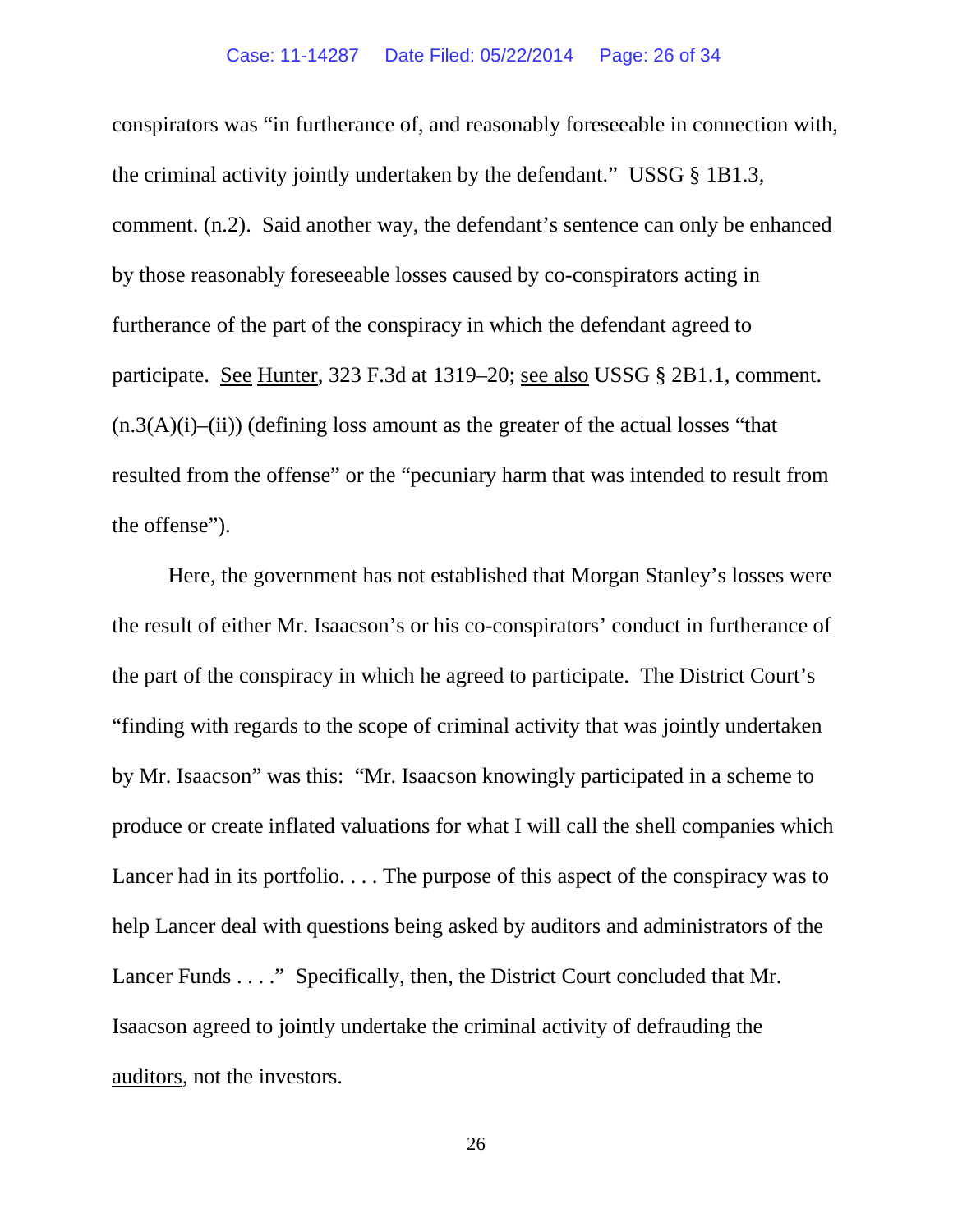conspirators was "in furtherance of, and reasonably foreseeable in connection with, the criminal activity jointly undertaken by the defendant." USSG § 1B1.3, comment. (n.2). Said another way, the defendant's sentence can only be enhanced by those reasonably foreseeable losses caused by co-conspirators acting in furtherance of the part of the conspiracy in which the defendant agreed to participate. See Hunter, 323 F.3d at 1319–20; see also USSG § 2B1.1, comment. (n.3(A)(i)–(ii)) (defining loss amount as the greater of the actual losses "that resulted from the offense" or the "pecuniary harm that was intended to result from the offense").

Here, the government has not established that Morgan Stanley's losses were the result of either Mr. Isaacson's or his co-conspirators' conduct in furtherance of the part of the conspiracy in which he agreed to participate. The District Court's "finding with regards to the scope of criminal activity that was jointly undertaken by Mr. Isaacson" was this: "Mr. Isaacson knowingly participated in a scheme to produce or create inflated valuations for what I will call the shell companies which Lancer had in its portfolio. . . . The purpose of this aspect of the conspiracy was to help Lancer deal with questions being asked by auditors and administrators of the Lancer Funds . . . ." Specifically, then, the District Court concluded that Mr. Isaacson agreed to jointly undertake the criminal activity of defrauding the auditors, not the investors.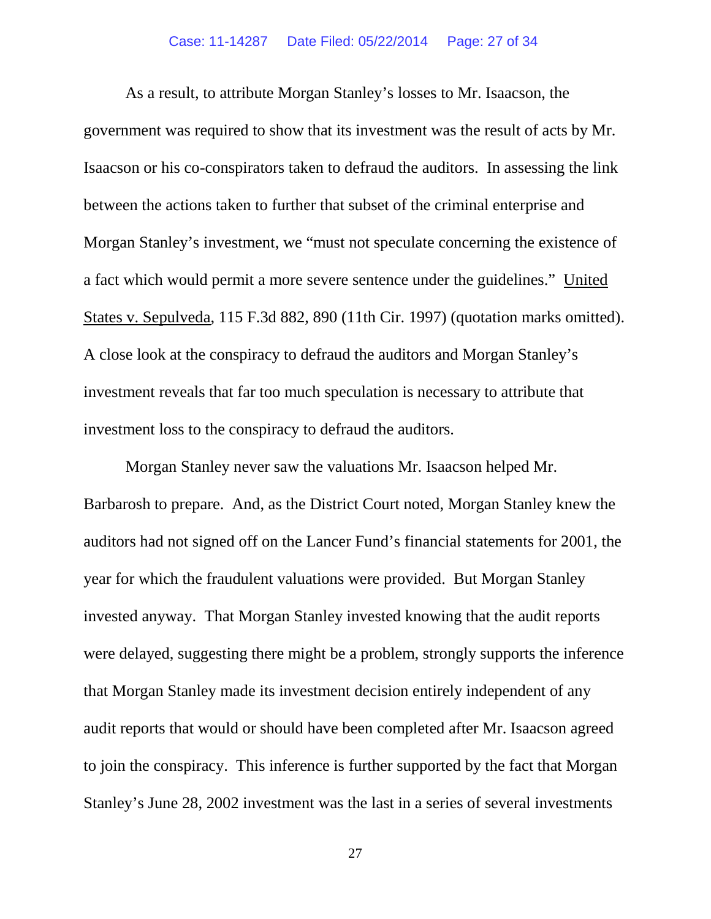As a result, to attribute Morgan Stanley's losses to Mr. Isaacson, the government was required to show that its investment was the result of acts by Mr. Isaacson or his co-conspirators taken to defraud the auditors. In assessing the link between the actions taken to further that subset of the criminal enterprise and Morgan Stanley's investment, we "must not speculate concerning the existence of a fact which would permit a more severe sentence under the guidelines." United States v. Sepulveda, 115 F.3d 882, 890 (11th Cir. 1997) (quotation marks omitted). A close look at the conspiracy to defraud the auditors and Morgan Stanley's investment reveals that far too much speculation is necessary to attribute that investment loss to the conspiracy to defraud the auditors.

Morgan Stanley never saw the valuations Mr. Isaacson helped Mr. Barbarosh to prepare. And, as the District Court noted, Morgan Stanley knew the auditors had not signed off on the Lancer Fund's financial statements for 2001, the year for which the fraudulent valuations were provided. But Morgan Stanley invested anyway. That Morgan Stanley invested knowing that the audit reports were delayed, suggesting there might be a problem, strongly supports the inference that Morgan Stanley made its investment decision entirely independent of any audit reports that would or should have been completed after Mr. Isaacson agreed to join the conspiracy. This inference is further supported by the fact that Morgan Stanley's June 28, 2002 investment was the last in a series of several investments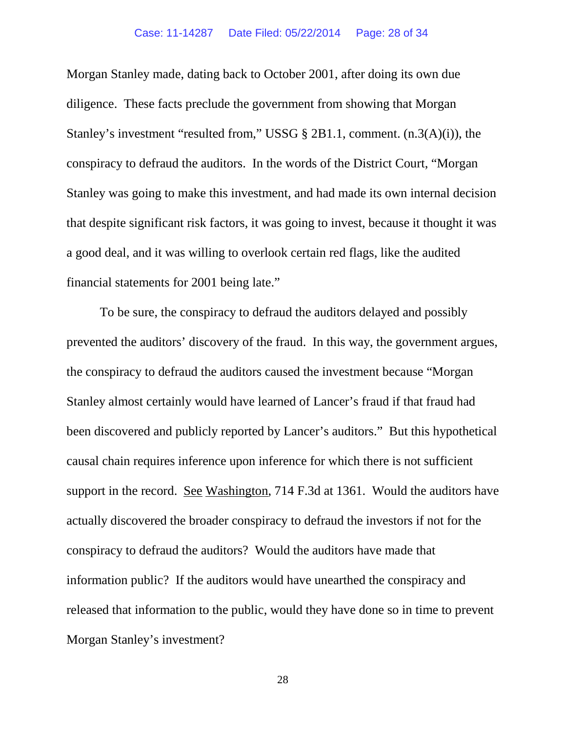Morgan Stanley made, dating back to October 2001, after doing its own due diligence. These facts preclude the government from showing that Morgan Stanley's investment "resulted from," USSG § 2B1.1, comment. (n.3(A)(i)), the conspiracy to defraud the auditors. In the words of the District Court, "Morgan Stanley was going to make this investment, and had made its own internal decision that despite significant risk factors, it was going to invest, because it thought it was a good deal, and it was willing to overlook certain red flags, like the audited financial statements for 2001 being late."

To be sure, the conspiracy to defraud the auditors delayed and possibly prevented the auditors' discovery of the fraud. In this way, the government argues, the conspiracy to defraud the auditors caused the investment because "Morgan Stanley almost certainly would have learned of Lancer's fraud if that fraud had been discovered and publicly reported by Lancer's auditors." But this hypothetical causal chain requires inference upon inference for which there is not sufficient support in the record. See Washington, 714 F.3d at 1361. Would the auditors have actually discovered the broader conspiracy to defraud the investors if not for the conspiracy to defraud the auditors? Would the auditors have made that information public? If the auditors would have unearthed the conspiracy and released that information to the public, would they have done so in time to prevent Morgan Stanley's investment?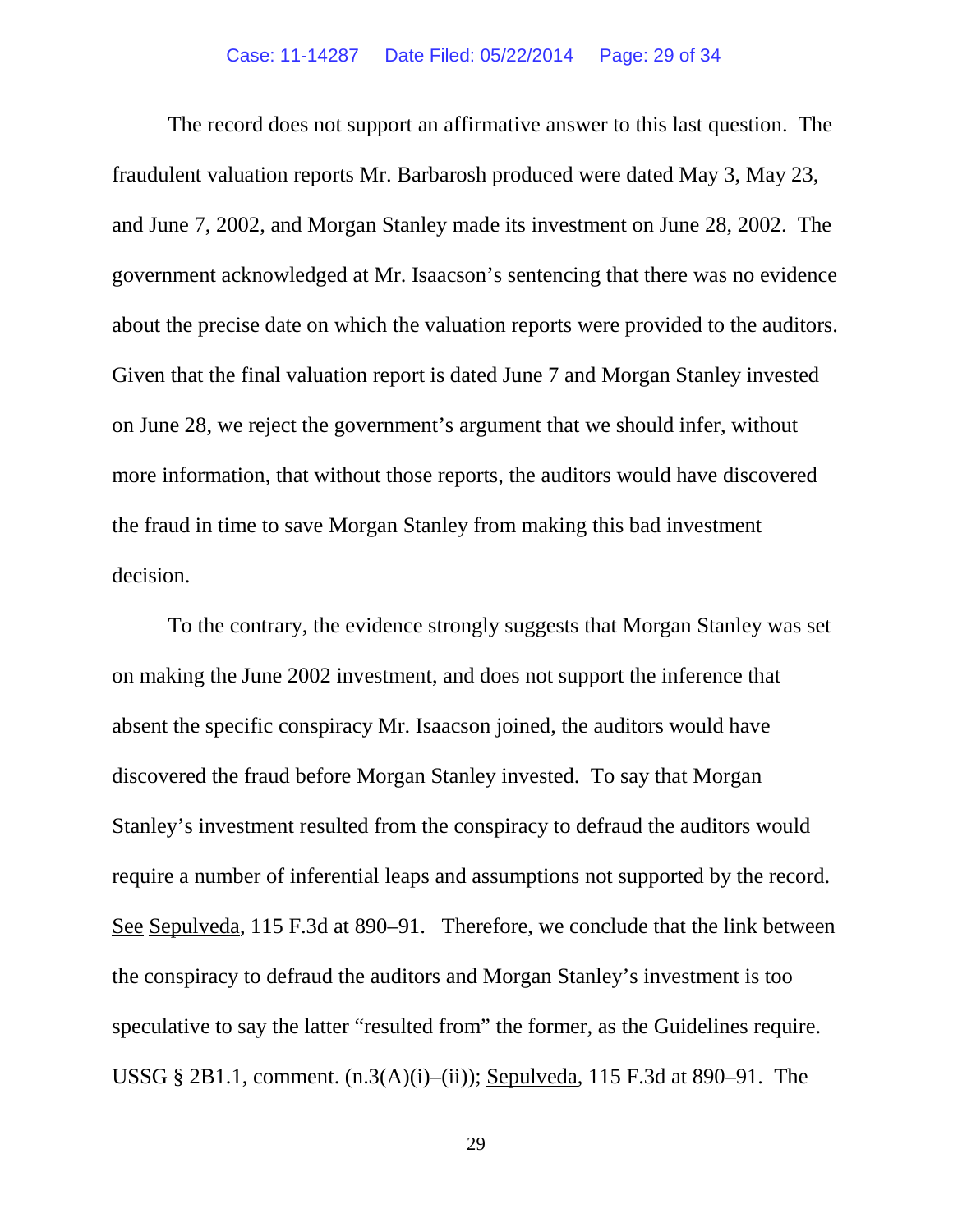The record does not support an affirmative answer to this last question. The fraudulent valuation reports Mr. Barbarosh produced were dated May 3, May 23, and June 7, 2002, and Morgan Stanley made its investment on June 28, 2002. The government acknowledged at Mr. Isaacson's sentencing that there was no evidence about the precise date on which the valuation reports were provided to the auditors. Given that the final valuation report is dated June 7 and Morgan Stanley invested on June 28, we reject the government's argument that we should infer, without more information, that without those reports, the auditors would have discovered the fraud in time to save Morgan Stanley from making this bad investment decision.

To the contrary, the evidence strongly suggests that Morgan Stanley was set on making the June 2002 investment, and does not support the inference that absent the specific conspiracy Mr. Isaacson joined, the auditors would have discovered the fraud before Morgan Stanley invested. To say that Morgan Stanley's investment resulted from the conspiracy to defraud the auditors would require a number of inferential leaps and assumptions not supported by the record. See Sepulveda, 115 F.3d at 890–91. Therefore, we conclude that the link between the conspiracy to defraud the auditors and Morgan Stanley's investment is too speculative to say the latter "resulted from" the former, as the Guidelines require. USSG § 2B1.1, comment. (n.3(A)(i)–(ii)); Sepulveda, 115 F.3d at 890–91. The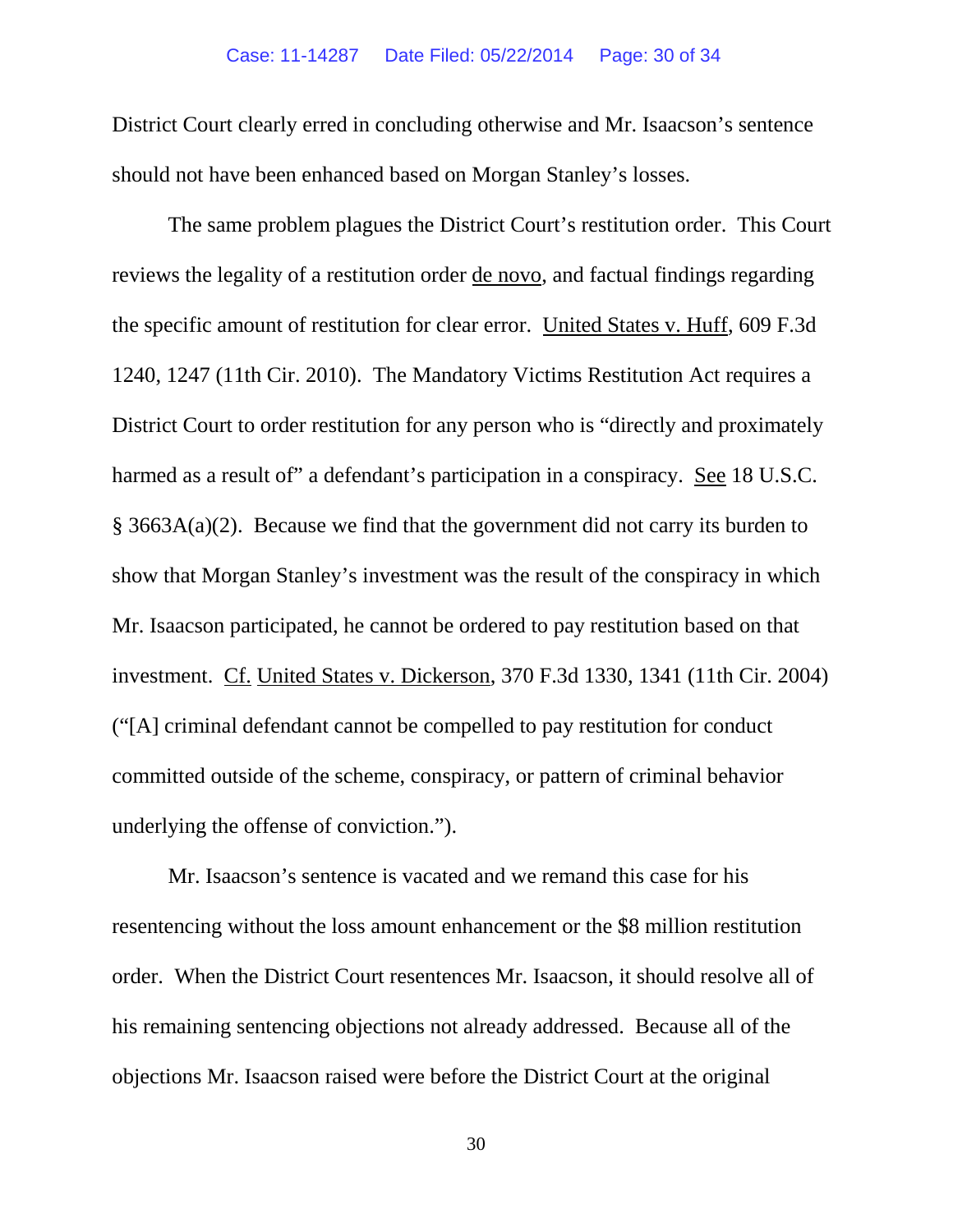District Court clearly erred in concluding otherwise and Mr. Isaacson's sentence should not have been enhanced based on Morgan Stanley's losses.

The same problem plagues the District Court's restitution order. This Court reviews the legality of a restitution order de novo, and factual findings regarding the specific amount of restitution for clear error. United States v. Huff, 609 F.3d 1240, 1247 (11th Cir. 2010). The Mandatory Victims Restitution Act requires a District Court to order restitution for any person who is "directly and proximately harmed as a result of" a defendant's participation in a conspiracy. See 18 U.S.C. § 3663A(a)(2). Because we find that the government did not carry its burden to show that Morgan Stanley's investment was the result of the conspiracy in which Mr. Isaacson participated, he cannot be ordered to pay restitution based on that investment. Cf. United States v. Dickerson, 370 F.3d 1330, 1341 (11th Cir. 2004) ("[A] criminal defendant cannot be compelled to pay restitution for conduct committed outside of the scheme, conspiracy, or pattern of criminal behavior underlying the offense of conviction.").

Mr. Isaacson's sentence is vacated and we remand this case for his resentencing without the loss amount enhancement or the $8 million restitution order. When the District Court resentences Mr. Isaacson, it should resolve all of his remaining sentencing objections not already addressed. Because all of the objections Mr. Isaacson raised were before the District Court at the original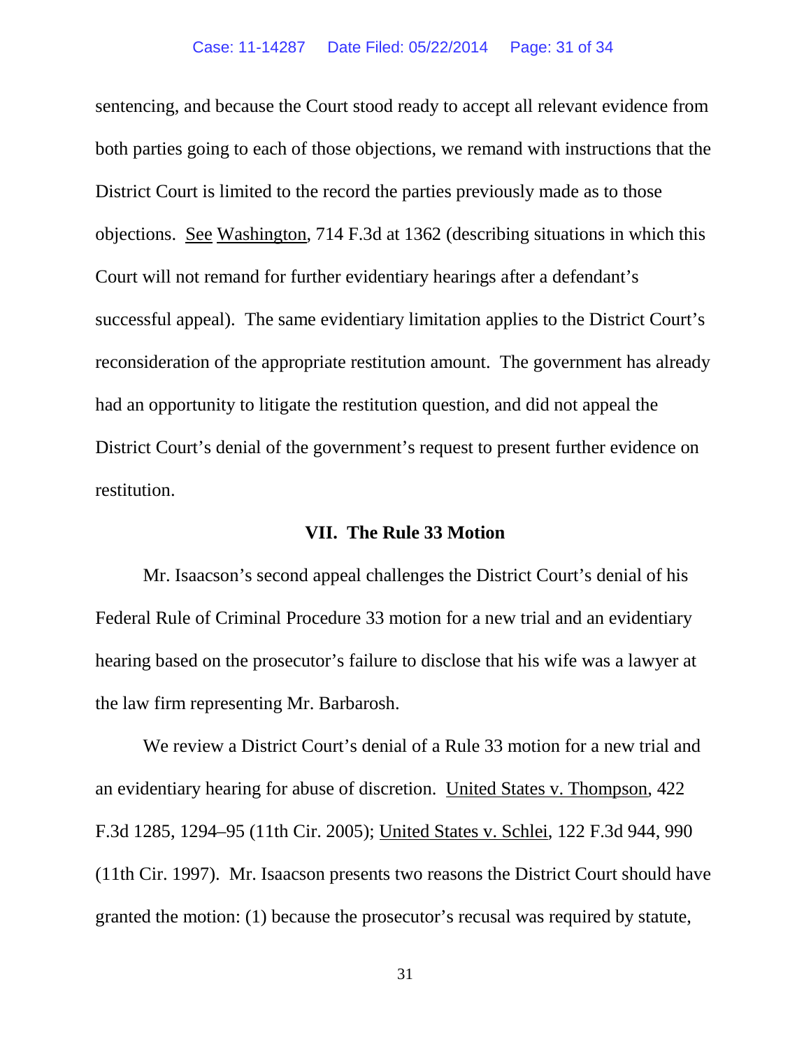sentencing, and because the Court stood ready to accept all relevant evidence from both parties going to each of those objections, we remand with instructions that the District Court is limited to the record the parties previously made as to those objections. See Washington, 714 F.3d at 1362 (describing situations in which this Court will not remand for further evidentiary hearings after a defendant's successful appeal). The same evidentiary limitation applies to the District Court's reconsideration of the appropriate restitution amount. The government has already had an opportunity to litigate the restitution question, and did not appeal the District Court's denial of the government's request to present further evidence on restitution.

## VII. The Rule 33 Motion

Mr. Isaacson's second appeal challenges the District Court's denial of his Federal Rule of Criminal Procedure 33 motion for a new trial and an evidentiary hearing based on the prosecutor's failure to disclose that his wife was a lawyer at the law firm representing Mr. Barbarosh.

We review a District Court's denial of a Rule 33 motion for a new trial and an evidentiary hearing for abuse of discretion. United States v. Thompson, 422 F.3d 1285, 1294–95 (11th Cir. 2005); United States v. Schlei, 122 F.3d 944, 990 (11th Cir. 1997). Mr. Isaacson presents two reasons the District Court should have granted the motion: (1) because the prosecutor's recusal was required by statute,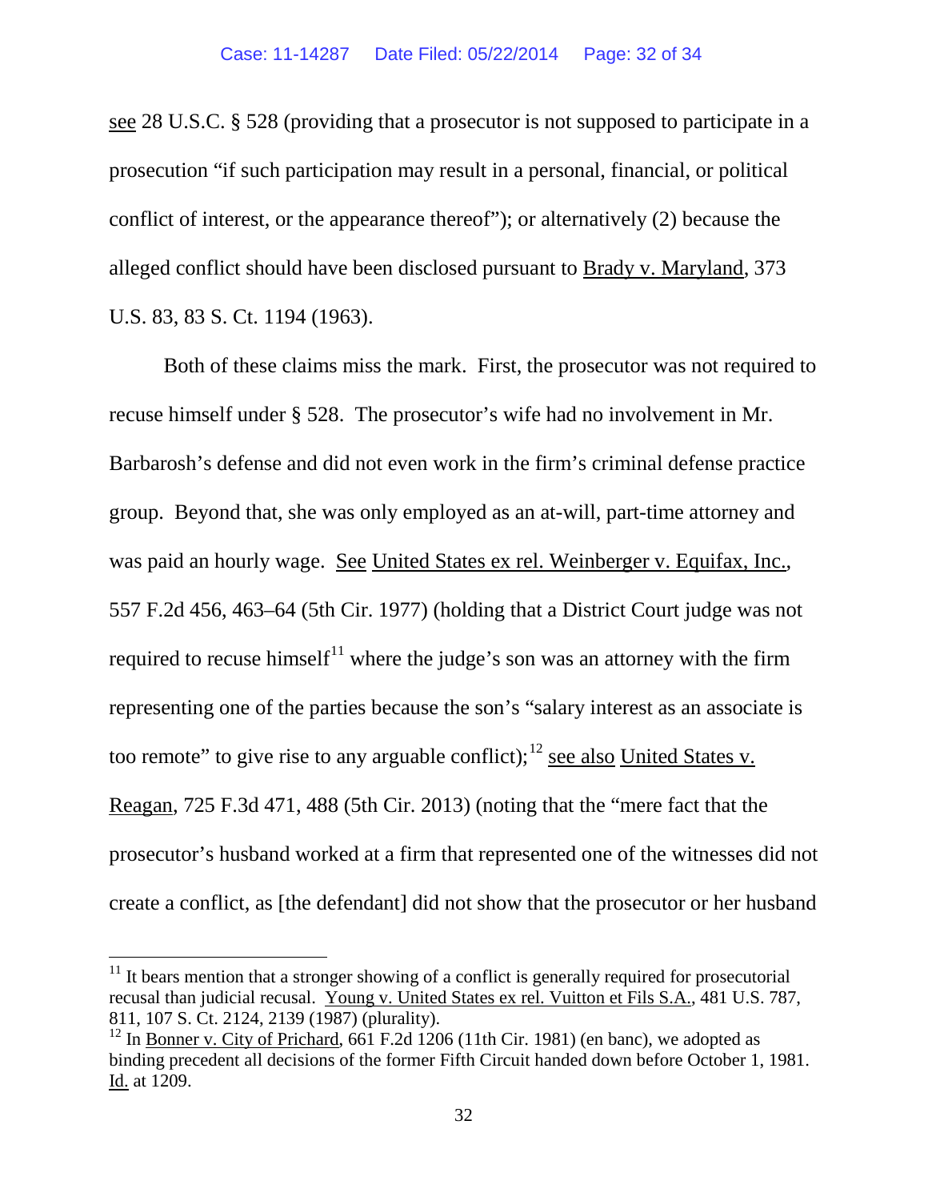see 28 U.S.C. § 528 (providing that a prosecutor is not supposed to participate in a prosecution "if such participation may result in a personal, financial, or political conflict of interest, or the appearance thereof"); or alternatively (2) because the alleged conflict should have been disclosed pursuant to Brady v. Maryland, 373 U.S. 83, 83 S. Ct. 1194 (1963).

Both of these claims miss the mark. First, the prosecutor was not required to recuse himself under § 528. The prosecutor's wife had no involvement in Mr. Barbarosh's defense and did not even work in the firm's criminal defense practice group. Beyond that, she was only employed as an at-will, part-time attorney and was paid an hourly wage. See United States ex rel. Weinberger v. Equifax, Inc., 557 F.2d 456, 463–64 (5th Cir. 1977) (holding that a District Court judge was not required to recuse himself[11] where the judge's son was an attorney with the firm representing one of the parties because the son's "salary interest as an associate is too remote" to give rise to any arguable conflict);[12] see also United States v. Reagan, 725 F.3d 471, 488 (5th Cir. 2013) (noting that the "mere fact that the prosecutor's husband worked at a firm that represented one of the witnesses did not create a conflict, as [the defendant] did not show that the prosecutor or her husband

---

[11] It bears mention that a stronger showing of a conflict is generally required for prosecutorial recusal than judicial recusal. Young v. United States ex rel. Vuitton et Fils S.A., 481 U.S. 787, 811, 107 S. Ct. 2124, 2139 (1987) (plurality).

[12] In Bonner v. City of Prichard, 661 F.2d 1206 (11th Cir. 1981) (en banc), we adopted as binding precedent all decisions of the former Fifth Circuit handed down before October 1, 1981. Id. at 1209.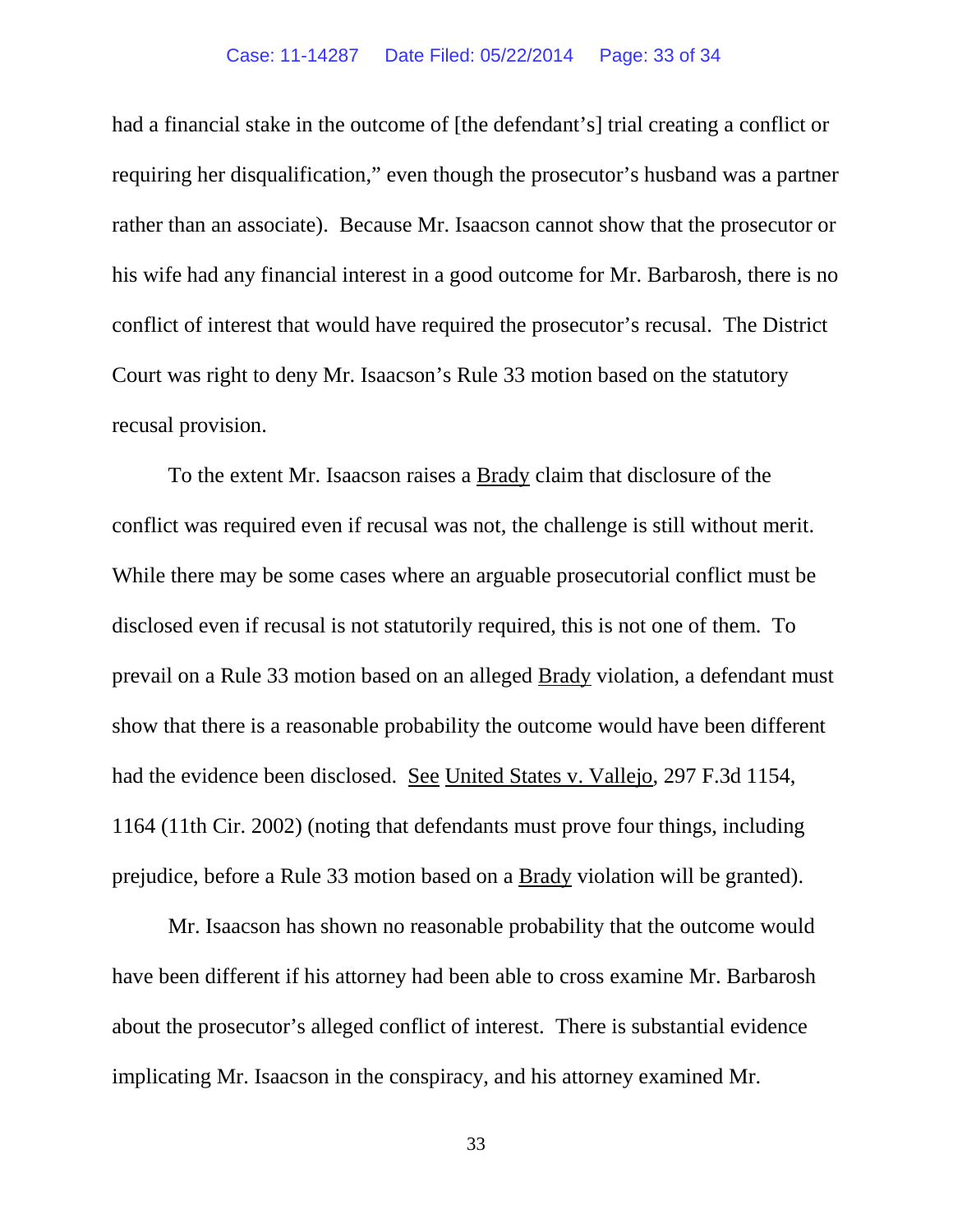had a financial stake in the outcome of [the defendant's] trial creating a conflict or requiring her disqualification," even though the prosecutor's husband was a partner rather than an associate). Because Mr. Isaacson cannot show that the prosecutor or his wife had any financial interest in a good outcome for Mr. Barbarosh, there is no conflict of interest that would have required the prosecutor's recusal. The District Court was right to deny Mr. Isaacson's Rule 33 motion based on the statutory recusal provision.

To the extent Mr. Isaacson raises a Brady claim that disclosure of the conflict was required even if recusal was not, the challenge is still without merit. While there may be some cases where an arguable prosecutorial conflict must be disclosed even if recusal is not statutorily required, this is not one of them. To prevail on a Rule 33 motion based on an alleged Brady violation, a defendant must show that there is a reasonable probability the outcome would have been different had the evidence been disclosed. See United States v. Vallejo, 297 F.3d 1154, 1164 (11th Cir. 2002) (noting that defendants must prove four things, including prejudice, before a Rule 33 motion based on a Brady violation will be granted).

Mr. Isaacson has shown no reasonable probability that the outcome would have been different if his attorney had been able to cross examine Mr. Barbarosh about the prosecutor's alleged conflict of interest. There is substantial evidence implicating Mr. Isaacson in the conspiracy, and his attorney examined Mr.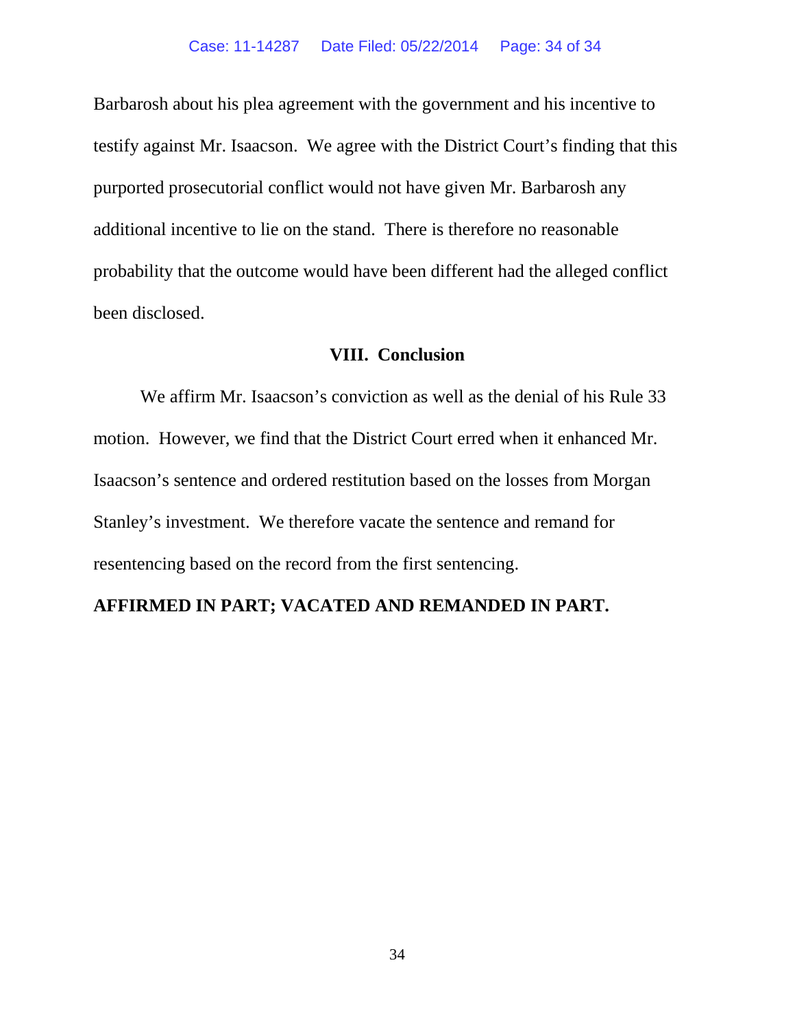Barbarosh about his plea agreement with the government and his incentive to testify against Mr. Isaacson. We agree with the District Court's finding that this purported prosecutorial conflict would not have given Mr. Barbarosh any additional incentive to lie on the stand. There is therefore no reasonable probability that the outcome would have been different had the alleged conflict been disclosed.

## VIII. Conclusion

We affirm Mr. Isaacson's conviction as well as the denial of his Rule 33 motion. However, we find that the District Court erred when it enhanced Mr. Isaacson's sentence and ordered restitution based on the losses from Morgan Stanley's investment. We therefore vacate the sentence and remand for resentencing based on the record from the first sentencing.

**AFFIRMED IN PART; VACATED AND REMANDED IN PART.**